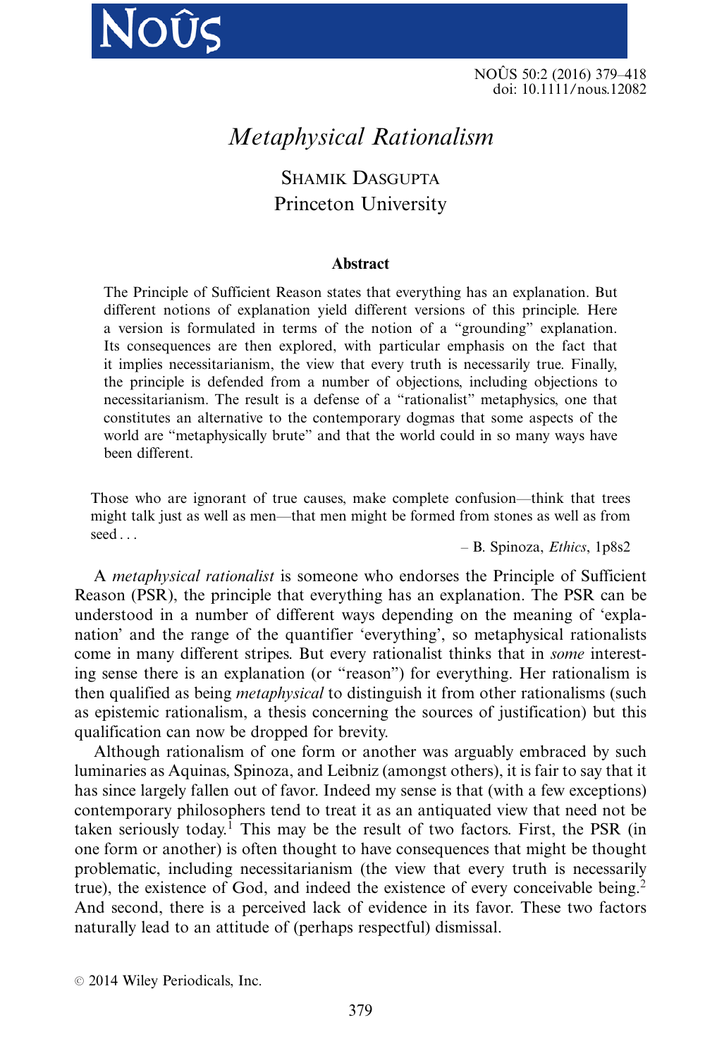# *Metaphysical Rationalism*

SHAMIK DASGUPTA
Princeton University

### Abstract

The Principle of Sufficient Reason states that everything has an explanation. But different notions of explanation yield different versions of this principle. Here a version is formulated in terms of the notion of a "grounding" explanation. Its consequences are then explored, with particular emphasis on the fact that it implies necessitarianism, the view that every truth is necessarily true. Finally, the principle is defended from a number of objections, including objections to necessitarianism. The result is a defense of a "rationalist" metaphysics, one that constitutes an alternative to the contemporary dogmas that some aspects of the world are "metaphysically brute" and that the world could in so many ways have been different.

> Those who are ignorant of true causes, make complete confusion—think that trees might talk just as well as men—that men might be formed from stones as well as from seed . . .
>
> – B. Spinoza, *Ethics*, 1p8s2

A *metaphysical rationalist* is someone who endorses the Principle of Sufficient Reason (PSR), the principle that everything has an explanation. The PSR can be understood in a number of different ways depending on the meaning of 'explanation' and the range of the quantifier 'everything', so metaphysical rationalists come in many different stripes. But every rationalist thinks that in *some* interesting sense there is an explanation (or "reason") for everything. Her rationalism is then qualified as being *metaphysical* to distinguish it from other rationalisms (such as epistemic rationalism, a thesis concerning the sources of justification) but this qualification can now be dropped for brevity.

Although rationalism of one form or another was arguably embraced by such luminaries as Aquinas, Spinoza, and Leibniz (amongst others), it is fair to say that it has since largely fallen out of favor. Indeed my sense is that (with a few exceptions) contemporary philosophers tend to treat it as an antiquated view that need not be taken seriously today.[1] This may be the result of two factors. First, the PSR (in one form or another) is often thought to have consequences that might be thought problematic, including necessitarianism (the view that every truth is necessarily true), the existence of God, and indeed the existence of every conceivable being.[2] And second, there is a perceived lack of evidence in its favor. These two factors naturally lead to an attitude of (perhaps respectful) dismissal.

© 2014 Wiley Periodicals, Inc.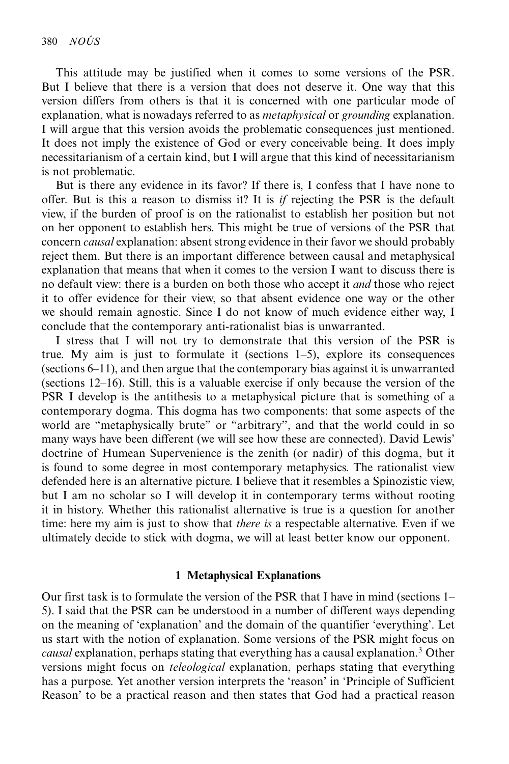This attitude may be justified when it comes to some versions of the PSR. But I believe that there is a version that does not deserve it. One way that this version differs from others is that it is concerned with one particular mode of explanation, what is nowadays referred to as *metaphysical* or *grounding* explanation. I will argue that this version avoids the problematic consequences just mentioned. It does not imply the existence of God or every conceivable being. It does imply necessitarianism of a certain kind, but I will argue that this kind of necessitarianism is not problematic.

But is there any evidence in its favor? If there is, I confess that I have none to offer. But is this a reason to dismiss it? It is *if* rejecting the PSR is the default view, if the burden of proof is on the rationalist to establish her position but not on her opponent to establish hers. This might be true of versions of the PSR that concern *causal* explanation: absent strong evidence in their favor we should probably reject them. But there is an important difference between causal and metaphysical explanation that means that when it comes to the version I want to discuss there is no default view: there is a burden on both those who accept it *and* those who reject it to offer evidence for their view, so that absent evidence one way or the other we should remain agnostic. Since I do not know of much evidence either way, I conclude that the contemporary anti-rationalist bias is unwarranted.

I stress that I will not try to demonstrate that this version of the PSR is true. My aim is just to formulate it (sections 1–5), explore its consequences (sections 6–11), and then argue that the contemporary bias against it is unwarranted (sections 12–16). Still, this is a valuable exercise if only because the version of the PSR I develop is the antithesis to a metaphysical picture that is something of a contemporary dogma. This dogma has two components: that some aspects of the world are "metaphysically brute" or "arbitrary", and that the world could in so many ways have been different (we will see how these are connected). David Lewis' doctrine of Humean Supervenience is the zenith (or nadir) of this dogma, but it is found to some degree in most contemporary metaphysics. The rationalist view defended here is an alternative picture. I believe that it resembles a Spinozistic view, but I am no scholar so I will develop it in contemporary terms without rooting it in history. Whether this rationalist alternative is true is a question for another time: here my aim is just to show that *there is* a respectable alternative. Even if we ultimately decide to stick with dogma, we will at least better know our opponent.

## 1 Metaphysical Explanations

Our first task is to formulate the version of the PSR that I have in mind (sections 1–5). I said that the PSR can be understood in a number of different ways depending on the meaning of 'explanation' and the domain of the quantifier 'everything'. Let us start with the notion of explanation. Some versions of the PSR might focus on *causal* explanation, perhaps stating that everything has a causal explanation.[3] Other versions might focus on *teleological* explanation, perhaps stating that everything has a purpose. Yet another version interprets the 'reason' in 'Principle of Sufficient Reason' to be a practical reason and then states that God had a practical reason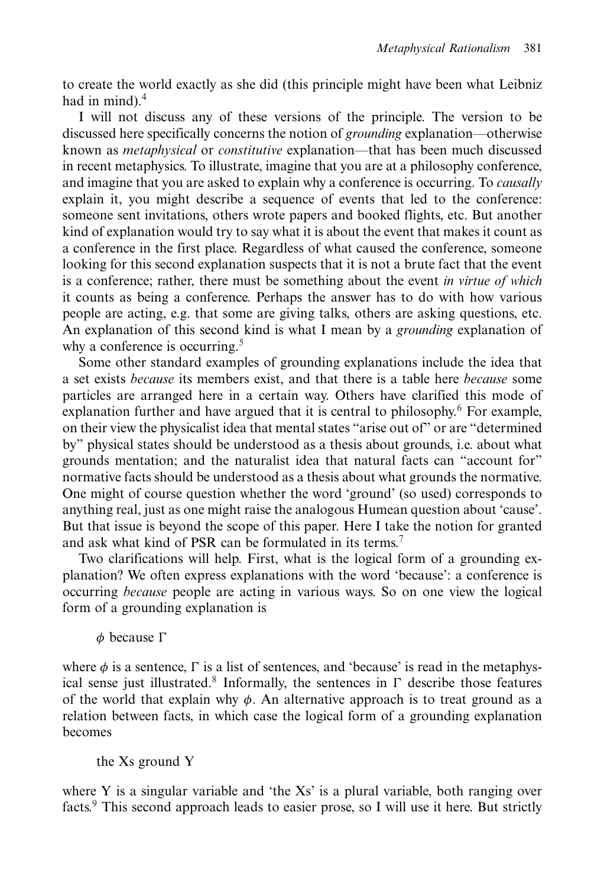to create the world exactly as she did (this principle might have been what Leibniz had in mind).[4]

I will not discuss any of these versions of the principle. The version to be discussed here specifically concerns the notion of *grounding* explanation—otherwise known as *metaphysical* or *constitutive* explanation—that has been much discussed in recent metaphysics. To illustrate, imagine that you are at a philosophy conference, and imagine that you are asked to explain why a conference is occurring. To *causally* explain it, you might describe a sequence of events that led to the conference: someone sent invitations, others wrote papers and booked flights, etc. But another kind of explanation would try to say what it is about the event that makes it count as a conference in the first place. Regardless of what caused the conference, someone looking for this second explanation suspects that it is not a brute fact that the event is a conference; rather, there must be something about the event *in virtue of which* it counts as being a conference. Perhaps the answer has to do with how various people are acting, e.g. that some are giving talks, others are asking questions, etc. An explanation of this second kind is what I mean by a *grounding* explanation of why a conference is occurring.[5]

Some other standard examples of grounding explanations include the idea that a set exists *because* its members exist, and that there is a table here *because* some particles are arranged here in a certain way. Others have clarified this mode of explanation further and have argued that it is central to philosophy.[6] For example, on their view the physicalist idea that mental states "arise out of" or are "determined by" physical states should be understood as a thesis about grounds, i.e. about what grounds mentation; and the naturalist idea that natural facts can "account for" normative facts should be understood as a thesis about what grounds the normative. One might of course question whether the word 'ground' (so used) corresponds to anything real, just as one might raise the analogous Humean question about 'cause'. But that issue is beyond the scope of this paper. Here I take the notion for granted and ask what kind of PSR can be formulated in its terms.[7]

Two clarifications will help. First, what is the logical form of a grounding explanation? We often express explanations with the word 'because': a conference is occurring *because* people are acting in various ways. So on one view the logical form of a grounding explanation is

$\phi$ because $\Gamma$

where $\phi$ is a sentence, $\Gamma$ is a list of sentences, and 'because' is read in the metaphysical sense just illustrated.[8] Informally, the sentences in $\Gamma$ describe those features of the world that explain why $\phi$. An alternative approach is to treat ground as a relation between facts, in which case the logical form of a grounding explanation becomes

the Xs ground Y

where Y is a singular variable and 'the Xs' is a plural variable, both ranging over facts.[9] This second approach leads to easier prose, so I will use it here. But strictly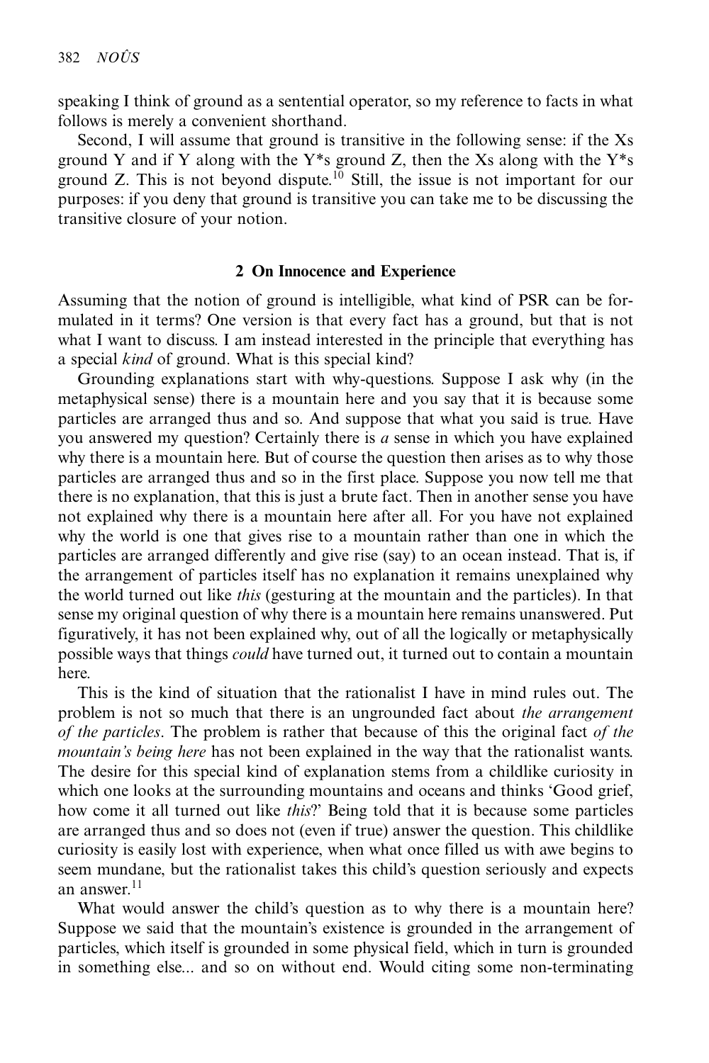speaking I think of ground as a sentential operator, so my reference to facts in what follows is merely a convenient shorthand.

Second, I will assume that ground is transitive in the following sense: if the Xs ground Y and if Y along with the Y*s ground Z, then the Xs along with the Y*s ground Z. This is not beyond dispute.[10] Still, the issue is not important for our purposes: if you deny that ground is transitive you can take me to be discussing the transitive closure of your notion.

## 2 On Innocence and Experience

Assuming that the notion of ground is intelligible, what kind of PSR can be formulated in it terms? One version is that every fact has a ground, but that is not what I want to discuss. I am instead interested in the principle that everything has a special *kind* of ground. What is this special kind?

Grounding explanations start with why-questions. Suppose I ask why (in the metaphysical sense) there is a mountain here and you say that it is because some particles are arranged thus and so. And suppose that what you said is true. Have you answered my question? Certainly there is *a* sense in which you have explained why there is a mountain here. But of course the question then arises as to why those particles are arranged thus and so in the first place. Suppose you now tell me that there is no explanation, that this is just a brute fact. Then in another sense you have not explained why there is a mountain here after all. For you have not explained why the world is one that gives rise to a mountain rather than one in which the particles are arranged differently and give rise (say) to an ocean instead. That is, if the arrangement of particles itself has no explanation it remains unexplained why the world turned out like *this* (gesturing at the mountain and the particles). In that sense my original question of why there is a mountain here remains unanswered. Put figuratively, it has not been explained why, out of all the logically or metaphysically possible ways that things *could* have turned out, it turned out to contain a mountain here.

This is the kind of situation that the rationalist I have in mind rules out. The problem is not so much that there is an ungrounded fact about *the arrangement of the particles*. The problem is rather that because of this the original fact *of the mountain's being here* has not been explained in the way that the rationalist wants. The desire for this special kind of explanation stems from a childlike curiosity in which one looks at the surrounding mountains and oceans and thinks 'Good grief, how come it all turned out like *this*?' Being told that it is because some particles are arranged thus and so does not (even if true) answer the question. This childlike curiosity is easily lost with experience, when what once filled us with awe begins to seem mundane, but the rationalist takes this child's question seriously and expects an answer.[11]

What would answer the child's question as to why there is a mountain here? Suppose we said that the mountain's existence is grounded in the arrangement of particles, which itself is grounded in some physical field, which in turn is grounded in something else... and so on without end. Would citing some non-terminating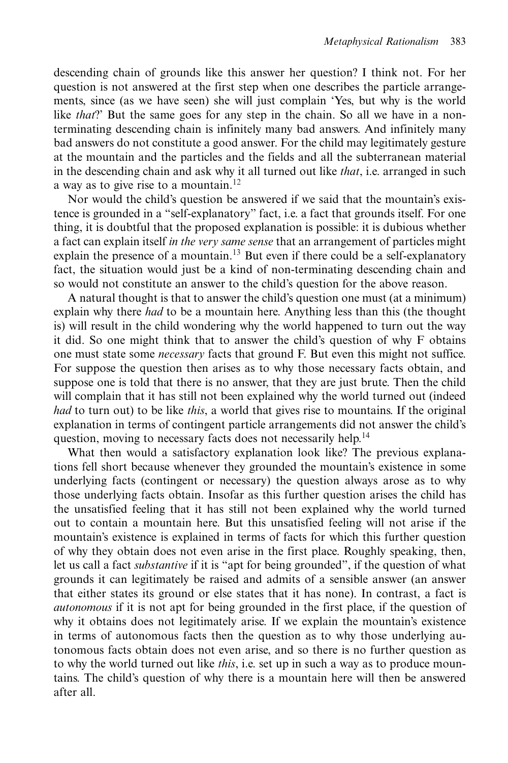descending chain of grounds like this answer her question? I think not. For her question is not answered at the first step when one describes the particle arrangements, since (as we have seen) she will just complain 'Yes, but why is the world like *that*?' But the same goes for any step in the chain. So all we have in a non-terminating descending chain is infinitely many bad answers. And infinitely many bad answers do not constitute a good answer. For the child may legitimately gesture at the mountain and the particles and the fields and all the subterranean material in the descending chain and ask why it all turned out like *that*, i.e. arranged in such a way as to give rise to a mountain.[12]

Nor would the child's question be answered if we said that the mountain's existence is grounded in a "self-explanatory" fact, i.e. a fact that grounds itself. For one thing, it is doubtful that the proposed explanation is possible: it is dubious whether a fact can explain itself *in the very same sense* that an arrangement of particles might explain the presence of a mountain.[13] But even if there could be a self-explanatory fact, the situation would just be a kind of non-terminating descending chain and so would not constitute an answer to the child's question for the above reason.

A natural thought is that to answer the child's question one must (at a minimum) explain why there *had* to be a mountain here. Anything less than this (the thought is) will result in the child wondering why the world happened to turn out the way it did. So one might think that to answer the child's question of why F obtains one must state some *necessary* facts that ground F. But even this might not suffice. For suppose the question then arises as to why those necessary facts obtain, and suppose one is told that there is no answer, that they are just brute. Then the child will complain that it has still not been explained why the world turned out (indeed *had* to turn out) to be like *this*, a world that gives rise to mountains. If the original explanation in terms of contingent particle arrangements did not answer the child's question, moving to necessary facts does not necessarily help.[14]

What then would a satisfactory explanation look like? The previous explanations fell short because whenever they grounded the mountain's existence in some underlying facts (contingent or necessary) the question always arose as to why those underlying facts obtain. Insofar as this further question arises the child has the unsatisfied feeling that it has still not been explained why the world turned out to contain a mountain here. But this unsatisfied feeling will not arise if the mountain's existence is explained in terms of facts for which this further question of why they obtain does not even arise in the first place. Roughly speaking, then, let us call a fact *substantive* if it is "apt for being grounded", if the question of what grounds it can legitimately be raised and admits of a sensible answer (an answer that either states its ground or else states that it has none). In contrast, a fact is *autonomous* if it is not apt for being grounded in the first place, if the question of why it obtains does not legitimately arise. If we explain the mountain's existence in terms of autonomous facts then the question as to why those underlying autonomous facts obtain does not even arise, and so there is no further question as to why the world turned out like *this*, i.e. set up in such a way as to produce mountains. The child's question of why there is a mountain here will then be answered after all.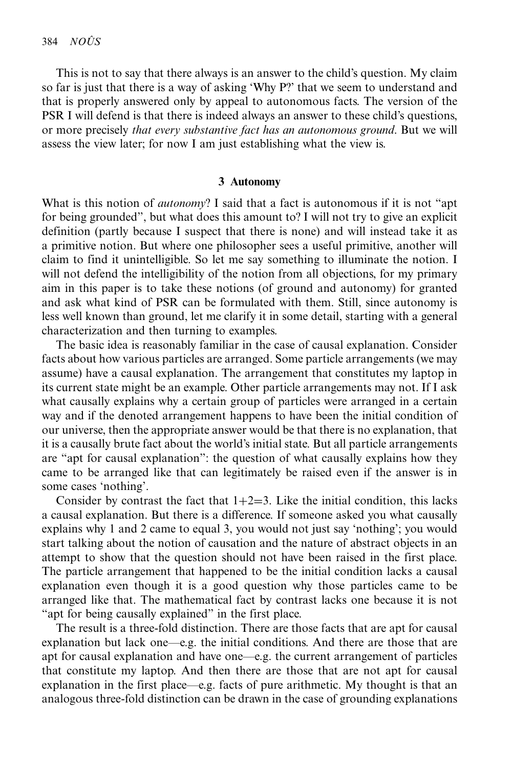This is not to say that there always is an answer to the child's question. My claim so far is just that there is a way of asking 'Why P?' that we seem to understand and that is properly answered only by appeal to autonomous facts. The version of the PSR I will defend is that there is indeed always an answer to these child's questions, or more precisely *that every substantive fact has an autonomous ground*. But we will assess the view later; for now I am just establishing what the view is.

## 3 Autonomy

What is this notion of *autonomy*? I said that a fact is autonomous if it is not "apt for being grounded", but what does this amount to? I will not try to give an explicit definition (partly because I suspect that there is none) and will instead take it as a primitive notion. But where one philosopher sees a useful primitive, another will claim to find it unintelligible. So let me say something to illuminate the notion. I will not defend the intelligibility of the notion from all objections, for my primary aim in this paper is to take these notions (of ground and autonomy) for granted and ask what kind of PSR can be formulated with them. Still, since autonomy is less well known than ground, let me clarify it in some detail, starting with a general characterization and then turning to examples.

The basic idea is reasonably familiar in the case of causal explanation. Consider facts about how various particles are arranged. Some particle arrangements (we may assume) have a causal explanation. The arrangement that constitutes my laptop in its current state might be an example. Other particle arrangements may not. If I ask what causally explains why a certain group of particles were arranged in a certain way and if the denoted arrangement happens to have been the initial condition of our universe, then the appropriate answer would be that there is no explanation, that it is a causally brute fact about the world's initial state. But all particle arrangements are "apt for causal explanation": the question of what causally explains how they came to be arranged like that can legitimately be raised even if the answer is in some cases 'nothing'.

Consider by contrast the fact that $1+2=3$. Like the initial condition, this lacks a causal explanation. But there is a difference. If someone asked you what causally explains why 1 and 2 came to equal 3, you would not just say 'nothing'; you would start talking about the notion of causation and the nature of abstract objects in an attempt to show that the question should not have been raised in the first place. The particle arrangement that happened to be the initial condition lacks a causal explanation even though it is a good question why those particles came to be arranged like that. The mathematical fact by contrast lacks one because it is not "apt for being causally explained" in the first place.

The result is a three-fold distinction. There are those facts that are apt for causal explanation but lack one—e.g. the initial conditions. And there are those that are apt for causal explanation and have one—e.g. the current arrangement of particles that constitute my laptop. And then there are those that are not apt for causal explanation in the first place—e.g. facts of pure arithmetic. My thought is that an analogous three-fold distinction can be drawn in the case of grounding explanations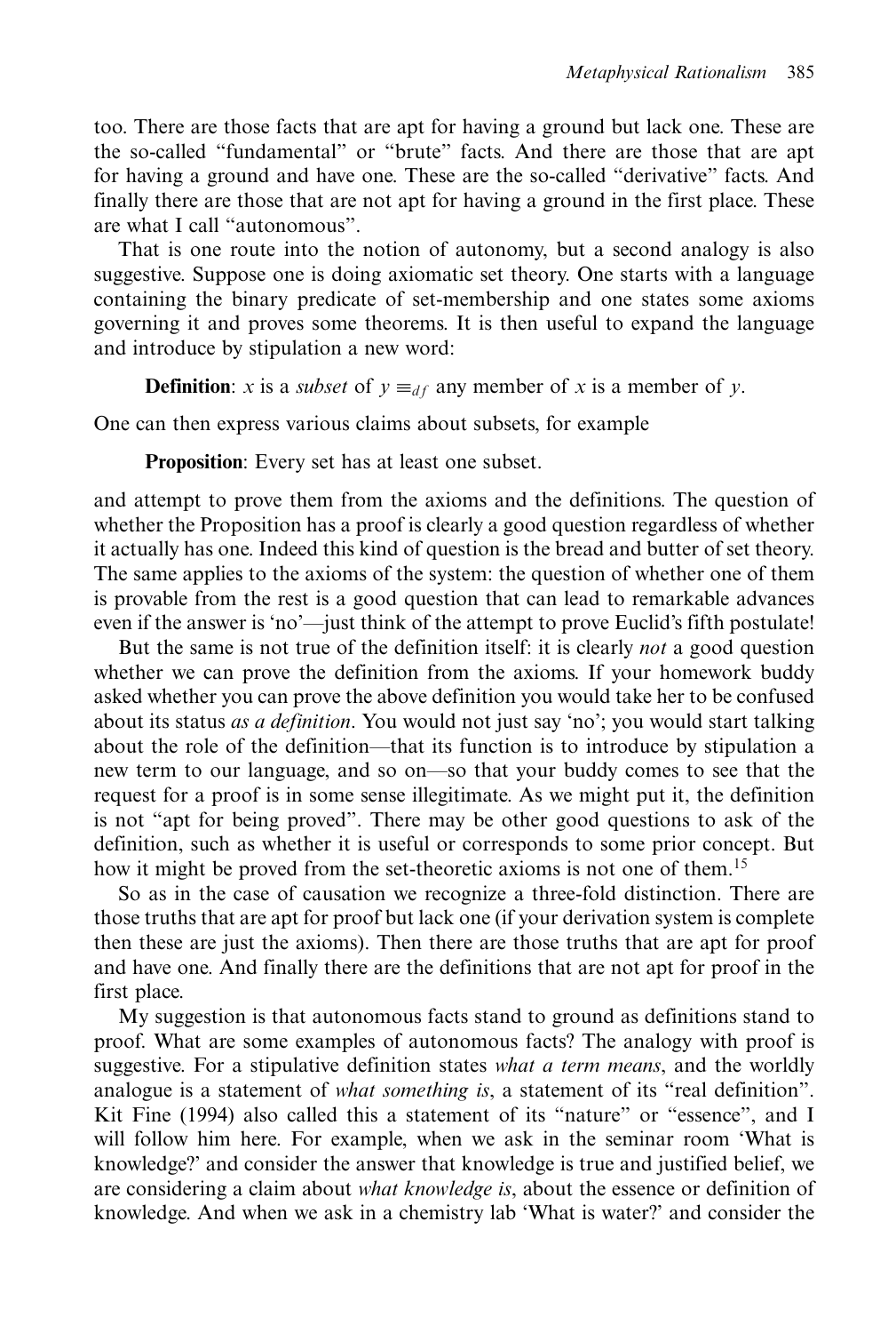too. There are those facts that are apt for having a ground but lack one. These are the so-called "fundamental" or "brute" facts. And there are those that are apt for having a ground and have one. These are the so-called "derivative" facts. And finally there are those that are not apt for having a ground in the first place. These are what I call "autonomous".

That is one route into the notion of autonomy, but a second analogy is also suggestive. Suppose one is doing axiomatic set theory. One starts with a language containing the binary predicate of set-membership and one states some axioms governing it and proves some theorems. It is then useful to expand the language and introduce by stipulation a new word:

> **Definition**: $x$ is a *subset* of $y \equiv_{df}$ any member of $x$ is a member of $y$.

One can then express various claims about subsets, for example

> **Proposition**: Every set has at least one subset.

and attempt to prove them from the axioms and the definitions. The question of whether the Proposition has a proof is clearly a good question regardless of whether it actually has one. Indeed this kind of question is the bread and butter of set theory. The same applies to the axioms of the system: the question of whether one of them is provable from the rest is a good question that can lead to remarkable advances even if the answer is 'no'—just think of the attempt to prove Euclid's fifth postulate!

But the same is not true of the definition itself: it is clearly *not* a good question whether we can prove the definition from the axioms. If your homework buddy asked whether you can prove the above definition you would take her to be confused about its status *as a definition*. You would not just say 'no'; you would start talking about the role of the definition—that its function is to introduce by stipulation a new term to our language, and so on—so that your buddy comes to see that the request for a proof is in some sense illegitimate. As we might put it, the definition is not "apt for being proved". There may be other good questions to ask of the definition, such as whether it is useful or corresponds to some prior concept. But how it might be proved from the set-theoretic axioms is not one of them.[15]

So as in the case of causation we recognize a three-fold distinction. There are those truths that are apt for proof but lack one (if your derivation system is complete then these are just the axioms). Then there are those truths that are apt for proof and have one. And finally there are the definitions that are not apt for proof in the first place.

My suggestion is that autonomous facts stand to ground as definitions stand to proof. What are some examples of autonomous facts? The analogy with proof is suggestive. For a stipulative definition states *what a term means*, and the worldly analogue is a statement of *what something is*, a statement of its "real definition". Kit Fine (1994) also called this a statement of its "nature" or "essence", and I will follow him here. For example, when we ask in the seminar room 'What is knowledge?' and consider the answer that knowledge is true and justified belief, we are considering a claim about *what knowledge is*, about the essence or definition of knowledge. And when we ask in a chemistry lab 'What is water?' and consider the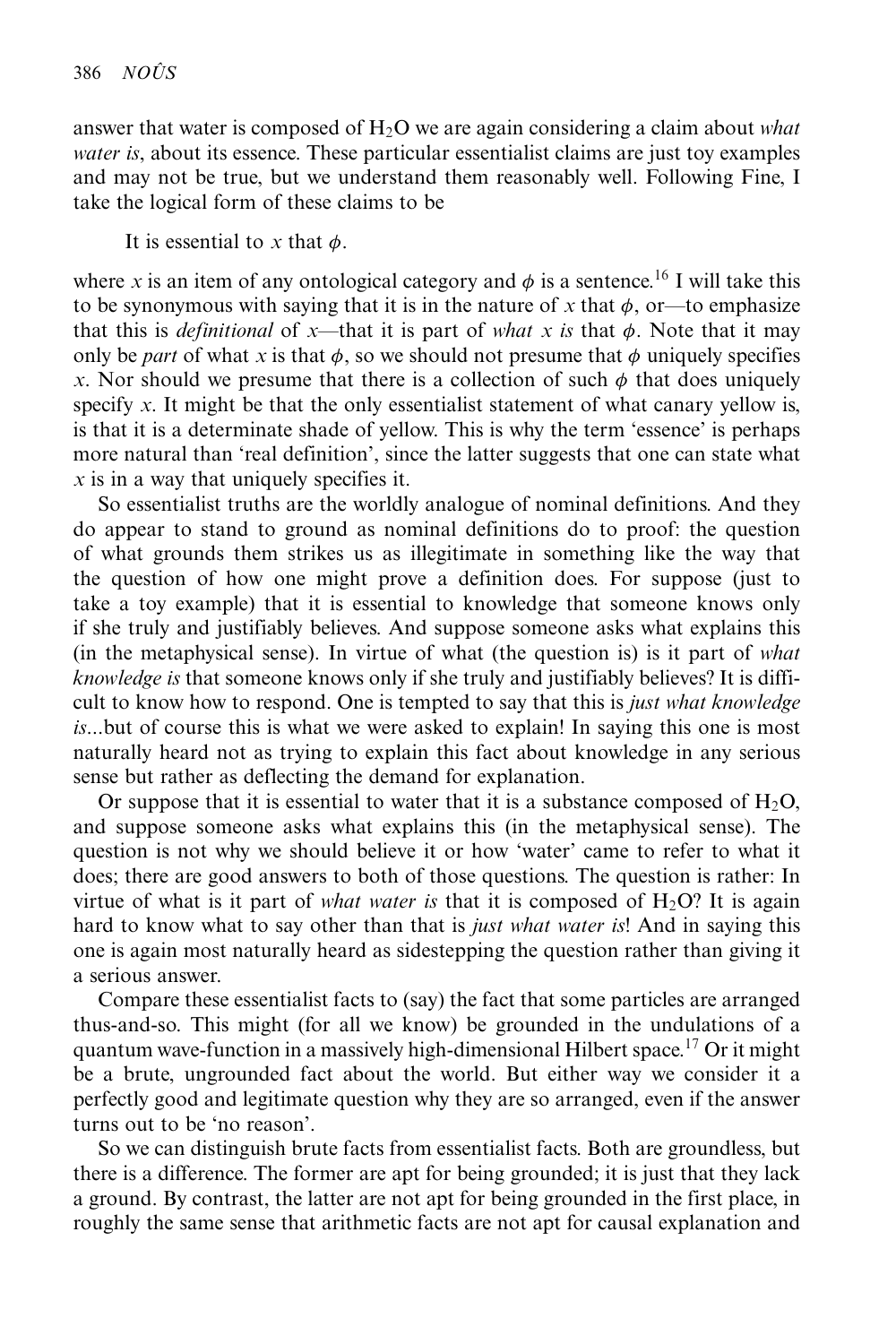answer that water is composed of $H_2O$ we are again considering a claim about *what water is*, about its essence. These particular essentialist claims are just toy examples and may not be true, but we understand them reasonably well. Following Fine, I take the logical form of these claims to be

It is essential to $x$ that $\phi$.

where $x$ is an item of any ontological category and $\phi$ is a sentence.[16] I will take this to be synonymous with saying that it is in the nature of $x$ that $\phi$, or—to emphasize that this is *definitional* of $x$—that it is part of *what x is* that $\phi$. Note that it may only be *part* of what $x$ is that $\phi$, so we should not presume that $\phi$ uniquely specifies $x$. Nor should we presume that there is a collection of such $\phi$ that does uniquely specify $x$. It might be that the only essentialist statement of what canary yellow is, is that it is a determinate shade of yellow. This is why the term 'essence' is perhaps more natural than 'real definition', since the latter suggests that one can state what $x$ is in a way that uniquely specifies it.

So essentialist truths are the worldly analogue of nominal definitions. And they do appear to stand to ground as nominal definitions do to proof: the question of what grounds them strikes us as illegitimate in something like the way that the question of how one might prove a definition does. For suppose (just to take a toy example) that it is essential to knowledge that someone knows only if she truly and justifiably believes. And suppose someone asks what explains this (in the metaphysical sense). In virtue of what (the question is) is it part of *what knowledge is* that someone knows only if she truly and justifiably believes? It is difficult to know how to respond. One is tempted to say that this is *just what knowledge is*...but of course this is what we were asked to explain! In saying this one is most naturally heard not as trying to explain this fact about knowledge in any serious sense but rather as deflecting the demand for explanation.

Or suppose that it is essential to water that it is a substance composed of $H_2O$, and suppose someone asks what explains this (in the metaphysical sense). The question is not why we should believe it or how 'water' came to refer to what it does; there are good answers to both of those questions. The question is rather: In virtue of what is it part of *what water is* that it is composed of $H_2O$? It is again hard to know what to say other than that is *just what water is*! And in saying this one is again most naturally heard as sidestepping the question rather than giving it a serious answer.

Compare these essentialist facts to (say) the fact that some particles are arranged thus-and-so. This might (for all we know) be grounded in the undulations of a quantum wave-function in a massively high-dimensional Hilbert space.[17] Or it might be a brute, ungrounded fact about the world. But either way we consider it a perfectly good and legitimate question why they are so arranged, even if the answer turns out to be 'no reason'.

So we can distinguish brute facts from essentialist facts. Both are groundless, but there is a difference. The former are apt for being grounded; it is just that they lack a ground. By contrast, the latter are not apt for being grounded in the first place, in roughly the same sense that arithmetic facts are not apt for causal explanation and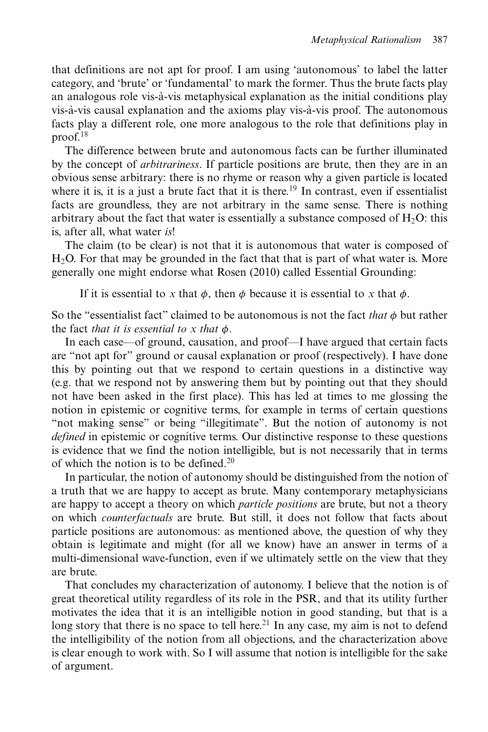that definitions are not apt for proof. I am using 'autonomous' to label the latter category, and 'brute' or 'fundamental' to mark the former. Thus the brute facts play an analogous role vis-à-vis metaphysical explanation as the initial conditions play vis-à-vis causal explanation and the axioms play vis-à-vis proof. The autonomous facts play a different role, one more analogous to the role that definitions play in proof.[18]

The difference between brute and autonomous facts can be further illuminated by the concept of *arbitrariness*. If particle positions are brute, then they are in an obvious sense arbitrary: there is no rhyme or reason why a given particle is located where it is, it is a just a brute fact that it is there.[19] In contrast, even if essentialist facts are groundless, they are not arbitrary in the same sense. There is nothing arbitrary about the fact that water is essentially a substance composed of $H_2O$: this is, after all, what water *is*!

The claim (to be clear) is not that it is autonomous that water is composed of $H_2O$. For that may be grounded in the fact that that is part of what water is. More generally one might endorse what Rosen (2010) called Essential Grounding:

> If it is essential to $x$ that $\phi$, then $\phi$ because it is essential to $x$ that $\phi$.

So the "essentialist fact" claimed to be autonomous is not the fact *that* $\phi$ but rather the fact *that it is essential to* $x$ *that* $\phi$.

In each case—of ground, causation, and proof—I have argued that certain facts are "not apt for" ground or causal explanation or proof (respectively). I have done this by pointing out that we respond to certain questions in a distinctive way (e.g. that we respond not by answering them but by pointing out that they should not have been asked in the first place). This has led at times to me glossing the notion in epistemic or cognitive terms, for example in terms of certain questions "not making sense" or being "illegitimate". But the notion of autonomy is not *defined* in epistemic or cognitive terms. Our distinctive response to these questions is evidence that we find the notion intelligible, but is not necessarily that in terms of which the notion is to be defined.[20]

In particular, the notion of autonomy should be distinguished from the notion of a truth that we are happy to accept as brute. Many contemporary metaphysicians are happy to accept a theory on which *particle positions* are brute, but not a theory on which *counterfactuals* are brute. But still, it does not follow that facts about particle positions are autonomous: as mentioned above, the question of why they obtain is legitimate and might (for all we know) have an answer in terms of a multi-dimensional wave-function, even if we ultimately settle on the view that they are brute.

That concludes my characterization of autonomy. I believe that the notion is of great theoretical utility regardless of its role in the PSR, and that its utility further motivates the idea that it is an intelligible notion in good standing, but that is a long story that there is no space to tell here.[21] In any case, my aim is not to defend the intelligibility of the notion from all objections, and the characterization above is clear enough to work with. So I will assume that notion is intelligible for the sake of argument.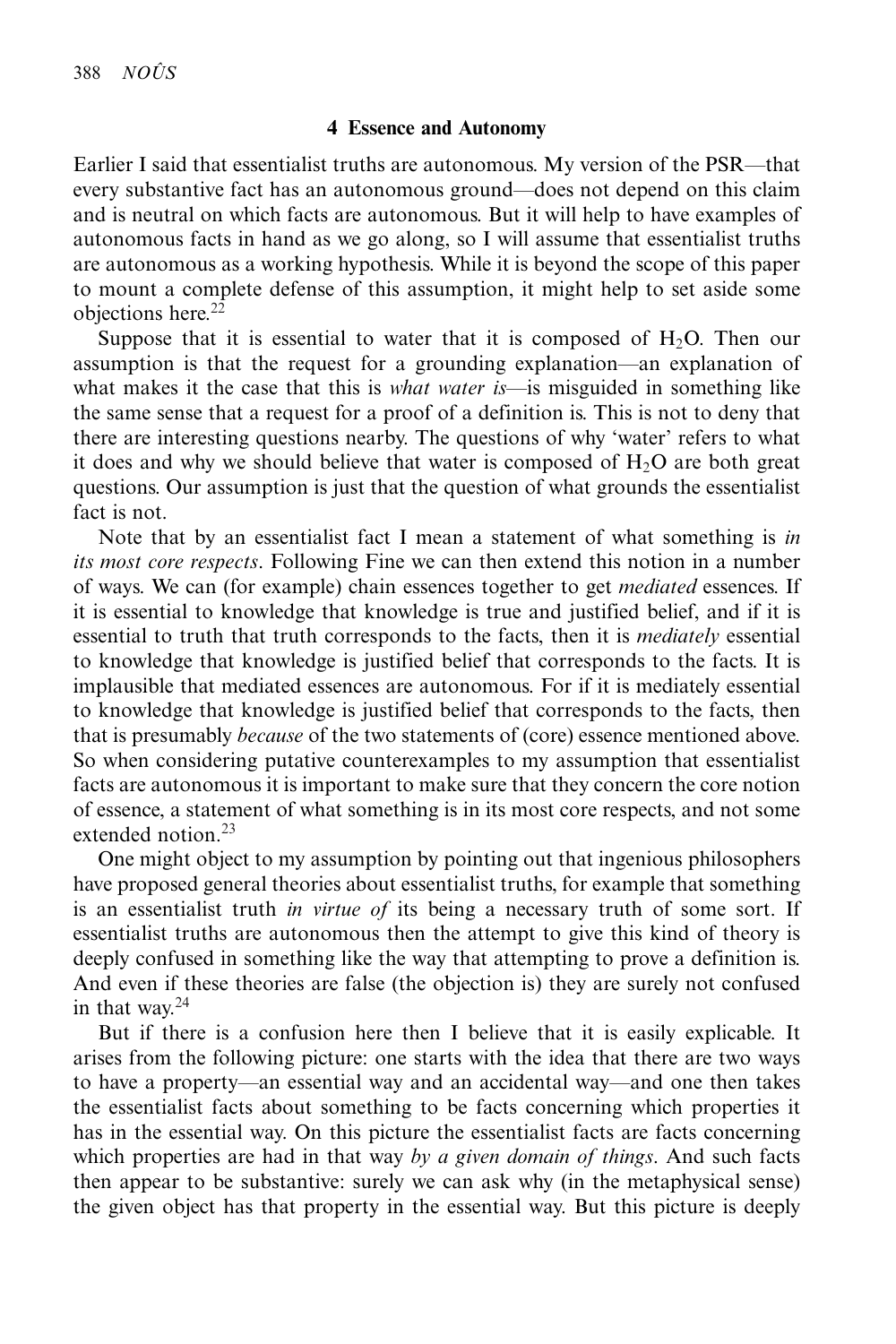## 4 Essence and Autonomy

Earlier I said that essentialist truths are autonomous. My version of the PSR—that every substantive fact has an autonomous ground—does not depend on this claim and is neutral on which facts are autonomous. But it will help to have examples of autonomous facts in hand as we go along, so I will assume that essentialist truths are autonomous as a working hypothesis. While it is beyond the scope of this paper to mount a complete defense of this assumption, it might help to set aside some objections here.[22]

Suppose that it is essential to water that it is composed of $H_2O$. Then our assumption is that the request for a grounding explanation—an explanation of what makes it the case that this is *what water is*—is misguided in something like the same sense that a request for a proof of a definition is. This is not to deny that there are interesting questions nearby. The questions of why 'water' refers to what it does and why we should believe that water is composed of $H_2O$ are both great questions. Our assumption is just that the question of what grounds the essentialist fact is not.

Note that by an essentialist fact I mean a statement of what something is *in its most core respects*. Following Fine we can then extend this notion in a number of ways. We can (for example) chain essences together to get *mediated* essences. If it is essential to knowledge that knowledge is true and justified belief, and if it is essential to truth that truth corresponds to the facts, then it is *mediately* essential to knowledge that knowledge is justified belief that corresponds to the facts. It is implausible that mediated essences are autonomous. For if it is mediately essential to knowledge that knowledge is justified belief that corresponds to the facts, then that is presumably *because* of the two statements of (core) essence mentioned above. So when considering putative counterexamples to my assumption that essentialist facts are autonomous it is important to make sure that they concern the core notion of essence, a statement of what something is in its most core respects, and not some extended notion.[23]

One might object to my assumption by pointing out that ingenious philosophers have proposed general theories about essentialist truths, for example that something is an essentialist truth *in virtue of* its being a necessary truth of some sort. If essentialist truths are autonomous then the attempt to give this kind of theory is deeply confused in something like the way that attempting to prove a definition is. And even if these theories are false (the objection is) they are surely not confused in that way.[24]

But if there is a confusion here then I believe that it is easily explicable. It arises from the following picture: one starts with the idea that there are two ways to have a property—an essential way and an accidental way—and one then takes the essentialist facts about something to be facts concerning which properties it has in the essential way. On this picture the essentialist facts are facts concerning which properties are had in that way *by a given domain of things*. And such facts then appear to be substantive: surely we can ask why (in the metaphysical sense) the given object has that property in the essential way. But this picture is deeply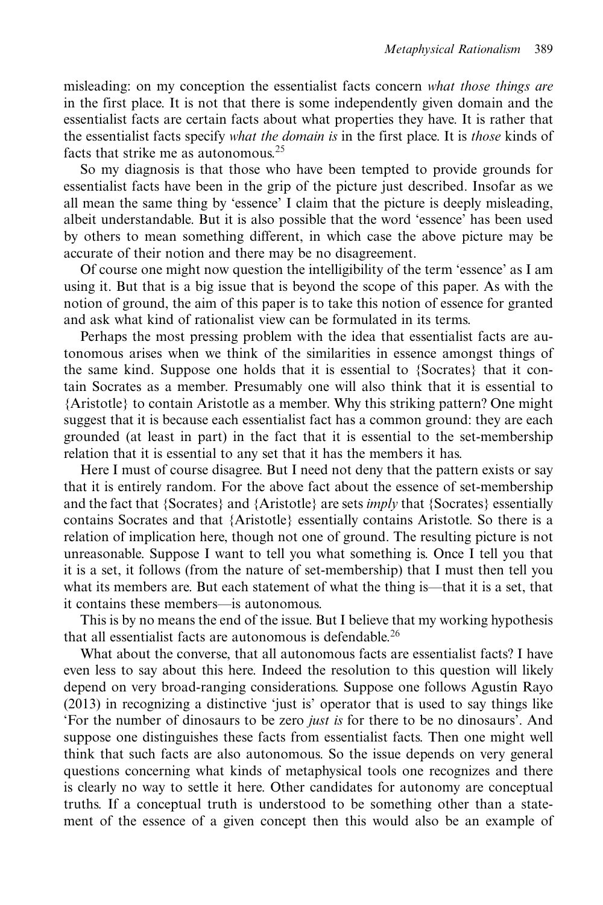misleading: on my conception the essentialist facts concern *what those things are* in the first place. It is not that there is some independently given domain and the essentialist facts are certain facts about what properties they have. It is rather that the essentialist facts specify *what the domain is* in the first place. It is *those* kinds of facts that strike me as autonomous.[25]

So my diagnosis is that those who have been tempted to provide grounds for essentialist facts have been in the grip of the picture just described. Insofar as we all mean the same thing by 'essence' I claim that the picture is deeply misleading, albeit understandable. But it is also possible that the word 'essence' has been used by others to mean something different, in which case the above picture may be accurate of their notion and there may be no disagreement.

Of course one might now question the intelligibility of the term 'essence' as I am using it. But that is a big issue that is beyond the scope of this paper. As with the notion of ground, the aim of this paper is to take this notion of essence for granted and ask what kind of rationalist view can be formulated in its terms.

Perhaps the most pressing problem with the idea that essentialist facts are autonomous arises when we think of the similarities in essence amongst things of the same kind. Suppose one holds that it is essential to {Socrates} that it contain Socrates as a member. Presumably one will also think that it is essential to {Aristotle} to contain Aristotle as a member. Why this striking pattern? One might suggest that it is because each essentialist fact has a common ground: they are each grounded (at least in part) in the fact that it is essential to the set-membership relation that it is essential to any set that it has the members it has.

Here I must of course disagree. But I need not deny that the pattern exists or say that it is entirely random. For the above fact about the essence of set-membership and the fact that {Socrates} and {Aristotle} are sets *imply* that {Socrates} essentially contains Socrates and that {Aristotle} essentially contains Aristotle. So there is a relation of implication here, though not one of ground. The resulting picture is not unreasonable. Suppose I want to tell you what something is. Once I tell you that it is a set, it follows (from the nature of set-membership) that I must then tell you what its members are. But each statement of what the thing is—that it is a set, that it contains these members—is autonomous.

This is by no means the end of the issue. But I believe that my working hypothesis that all essentialist facts are autonomous is defendable.[26]

What about the converse, that all autonomous facts are essentialist facts? I have even less to say about this here. Indeed the resolution to this question will likely depend on very broad-ranging considerations. Suppose one follows Agustín Rayo (2013) in recognizing a distinctive 'just is' operator that is used to say things like 'For the number of dinosaurs to be zero *just is* for there to be no dinosaurs'. And suppose one distinguishes these facts from essentialist facts. Then one might well think that such facts are also autonomous. So the issue depends on very general questions concerning what kinds of metaphysical tools one recognizes and there is clearly no way to settle it here. Other candidates for autonomy are conceptual truths. If a conceptual truth is understood to be something other than a statement of the essence of a given concept then this would also be an example of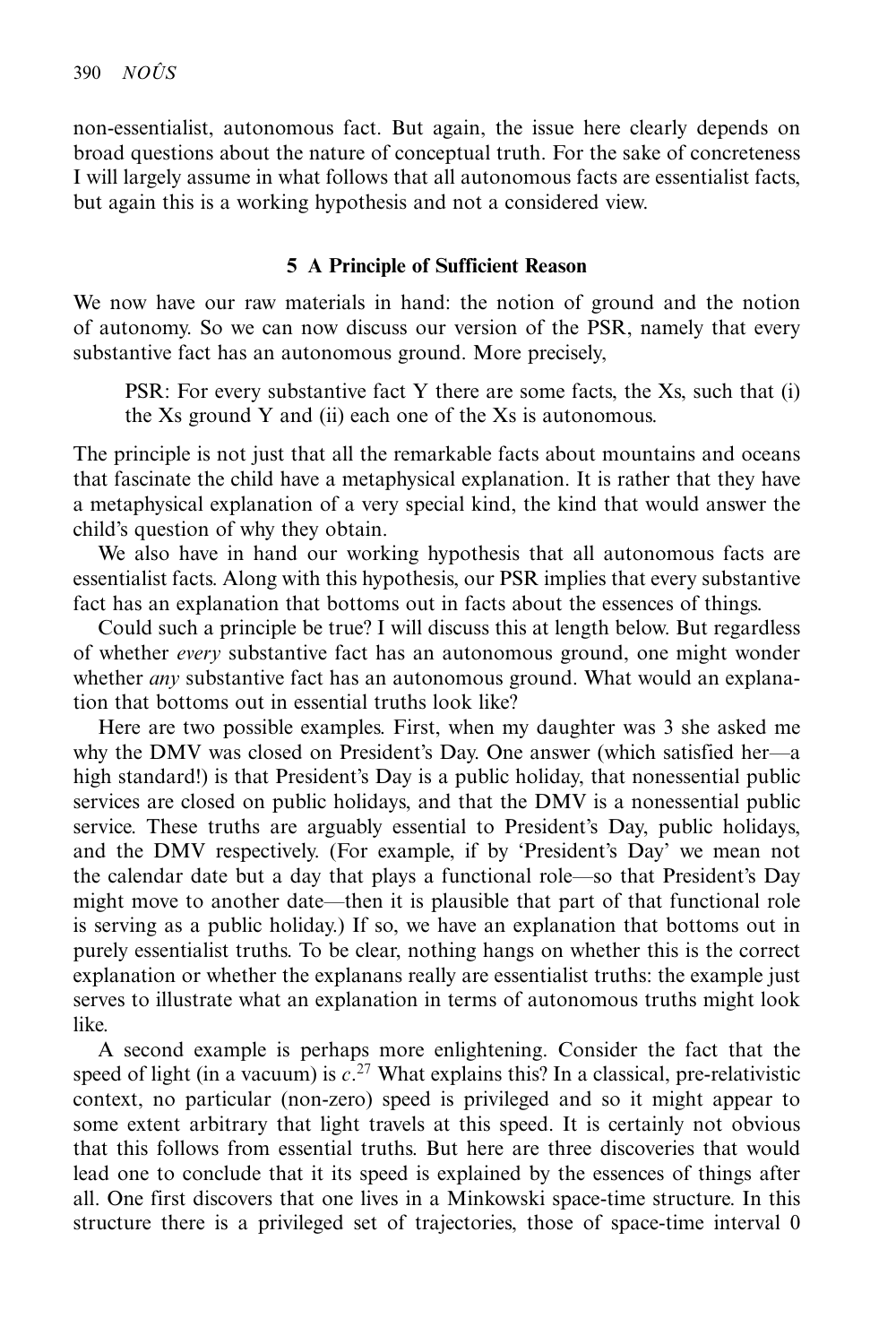non-essentialist, autonomous fact. But again, the issue here clearly depends on broad questions about the nature of conceptual truth. For the sake of concreteness I will largely assume in what follows that all autonomous facts are essentialist facts, but again this is a working hypothesis and not a considered view.

## 5 A Principle of Sufficient Reason

We now have our raw materials in hand: the notion of ground and the notion of autonomy. So we can now discuss our version of the PSR, namely that every substantive fact has an autonomous ground. More precisely,

> PSR: For every substantive fact Y there are some facts, the Xs, such that (i) the Xs ground Y and (ii) each one of the Xs is autonomous.

The principle is not just that all the remarkable facts about mountains and oceans that fascinate the child have a metaphysical explanation. It is rather that they have a metaphysical explanation of a very special kind, the kind that would answer the child's question of why they obtain.

We also have in hand our working hypothesis that all autonomous facts are essentialist facts. Along with this hypothesis, our PSR implies that every substantive fact has an explanation that bottoms out in facts about the essences of things.

Could such a principle be true? I will discuss this at length below. But regardless of whether *every* substantive fact has an autonomous ground, one might wonder whether *any* substantive fact has an autonomous ground. What would an explanation that bottoms out in essential truths look like?

Here are two possible examples. First, when my daughter was 3 she asked me why the DMV was closed on President's Day. One answer (which satisfied her—a high standard!) is that President's Day is a public holiday, that nonessential public services are closed on public holidays, and that the DMV is a nonessential public service. These truths are arguably essential to President's Day, public holidays, and the DMV respectively. (For example, if by 'President's Day' we mean not the calendar date but a day that plays a functional role—so that President's Day might move to another date—then it is plausible that part of that functional role is serving as a public holiday.) If so, we have an explanation that bottoms out in purely essentialist truths. To be clear, nothing hangs on whether this is the correct explanation or whether the explanans really are essentialist truths: the example just serves to illustrate what an explanation in terms of autonomous truths might look like.

A second example is perhaps more enlightening. Consider the fact that the speed of light (in a vacuum) is $c$.[27] What explains this? In a classical, pre-relativistic context, no particular (non-zero) speed is privileged and so it might appear to some extent arbitrary that light travels at this speed. It is certainly not obvious that this follows from essential truths. But here are three discoveries that would lead one to conclude that it its speed is explained by the essences of things after all. One first discovers that one lives in a Minkowski space-time structure. In this structure there is a privileged set of trajectories, those of space-time interval 0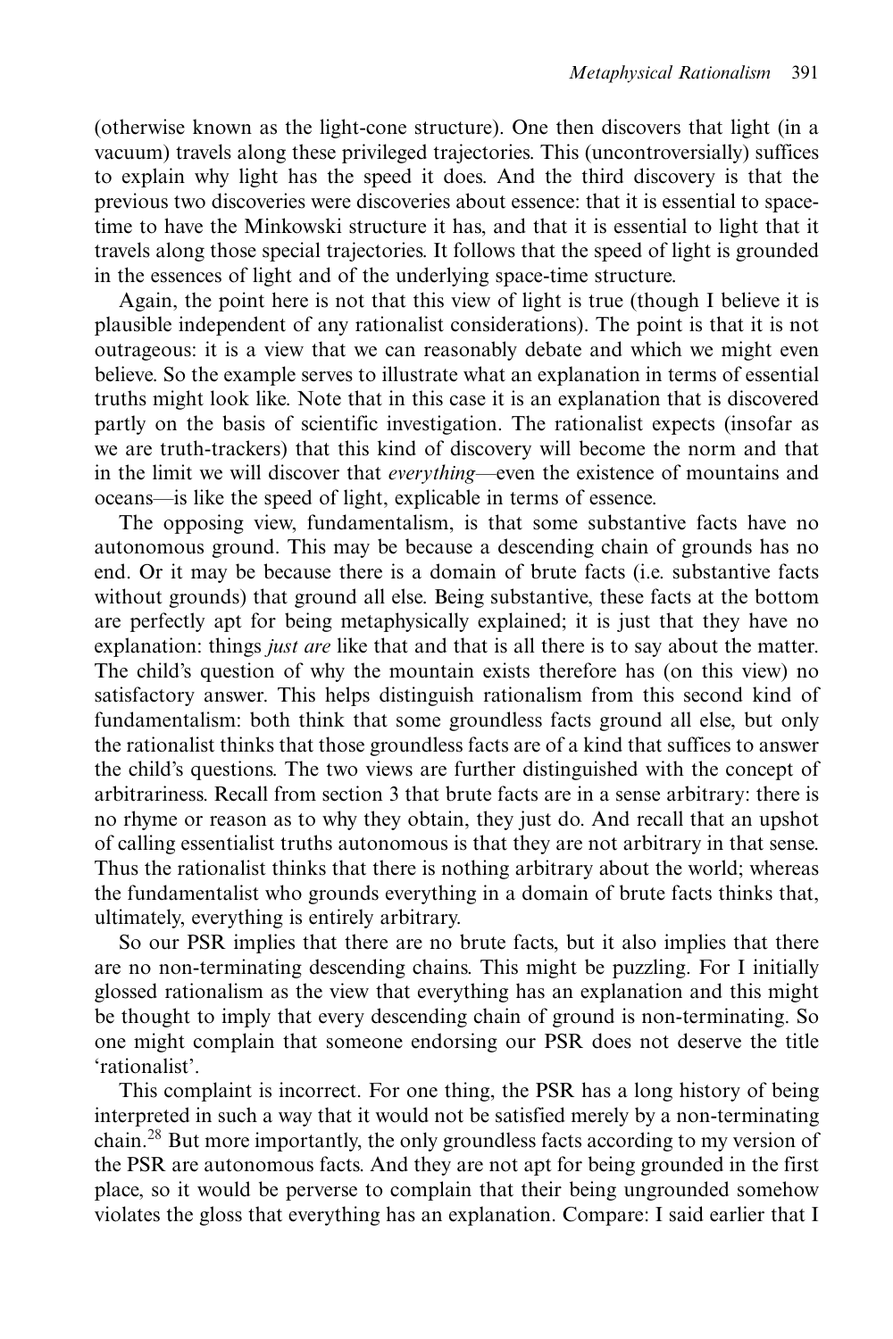(otherwise known as the light-cone structure). One then discovers that light (in a vacuum) travels along these privileged trajectories. This (uncontroversially) suffices to explain why light has the speed it does. And the third discovery is that the previous two discoveries were discoveries about essence: that it is essential to space-time to have the Minkowski structure it has, and that it is essential to light that it travels along those special trajectories. It follows that the speed of light is grounded in the essences of light and of the underlying space-time structure.

Again, the point here is not that this view of light is true (though I believe it is plausible independent of any rationalist considerations). The point is that it is not outrageous: it is a view that we can reasonably debate and which we might even believe. So the example serves to illustrate what an explanation in terms of essential truths might look like. Note that in this case it is an explanation that is discovered partly on the basis of scientific investigation. The rationalist expects (insofar as we are truth-trackers) that this kind of discovery will become the norm and that in the limit we will discover that *everything*—even the existence of mountains and oceans—is like the speed of light, explicable in terms of essence.

The opposing view, fundamentalism, is that some substantive facts have no autonomous ground. This may be because a descending chain of grounds has no end. Or it may be because there is a domain of brute facts (i.e. substantive facts without grounds) that ground all else. Being substantive, these facts at the bottom are perfectly apt for being metaphysically explained; it is just that they have no explanation: things *just are* like that and that is all there is to say about the matter. The child's question of why the mountain exists therefore has (on this view) no satisfactory answer. This helps distinguish rationalism from this second kind of fundamentalism: both think that some groundless facts ground all else, but only the rationalist thinks that those groundless facts are of a kind that suffices to answer the child's questions. The two views are further distinguished with the concept of arbitrariness. Recall from section 3 that brute facts are in a sense arbitrary: there is no rhyme or reason as to why they obtain, they just do. And recall that an upshot of calling essentialist truths autonomous is that they are not arbitrary in that sense. Thus the rationalist thinks that there is nothing arbitrary about the world; whereas the fundamentalist who grounds everything in a domain of brute facts thinks that, ultimately, everything is entirely arbitrary.

So our PSR implies that there are no brute facts, but it also implies that there are no non-terminating descending chains. This might be puzzling. For I initially glossed rationalism as the view that everything has an explanation and this might be thought to imply that every descending chain of ground is non-terminating. So one might complain that someone endorsing our PSR does not deserve the title 'rationalist'.

This complaint is incorrect. For one thing, the PSR has a long history of being interpreted in such a way that it would not be satisfied merely by a non-terminating chain.[28] But more importantly, the only groundless facts according to my version of the PSR are autonomous facts. And they are not apt for being grounded in the first place, so it would be perverse to complain that their being ungrounded somehow violates the gloss that everything has an explanation. Compare: I said earlier that I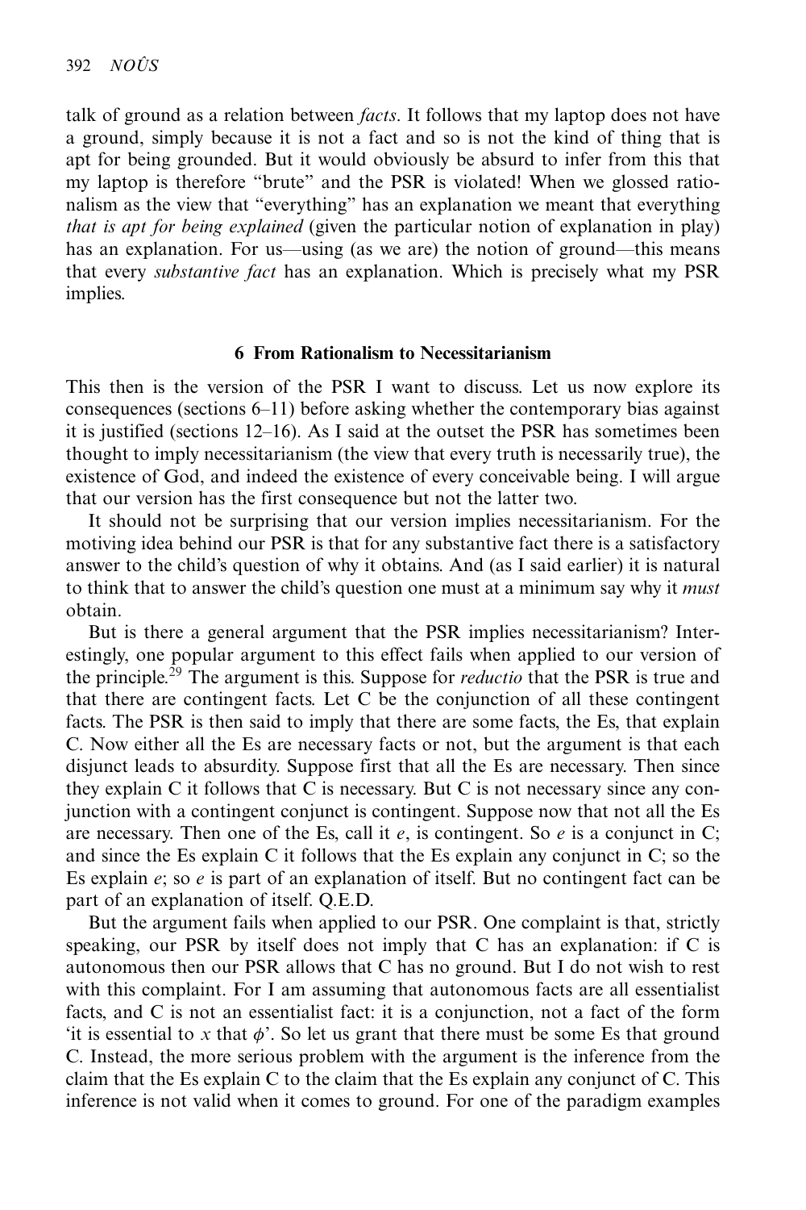talk of ground as a relation between *facts*. It follows that my laptop does not have a ground, simply because it is not a fact and so is not the kind of thing that is apt for being grounded. But it would obviously be absurd to infer from this that my laptop is therefore "brute" and the PSR is violated! When we glossed rationalism as the view that "everything" has an explanation we meant that everything *that is apt for being explained* (given the particular notion of explanation in play) has an explanation. For us—using (as we are) the notion of ground—this means that every *substantive fact* has an explanation. Which is precisely what my PSR implies.

## 6 From Rationalism to Necessitarianism

This then is the version of the PSR I want to discuss. Let us now explore its consequences (sections 6–11) before asking whether the contemporary bias against it is justified (sections 12–16). As I said at the outset the PSR has sometimes been thought to imply necessitarianism (the view that every truth is necessarily true), the existence of God, and indeed the existence of every conceivable being. I will argue that our version has the first consequence but not the latter two.

It should not be surprising that our version implies necessitarianism. For the motiving idea behind our PSR is that for any substantive fact there is a satisfactory answer to the child's question of why it obtains. And (as I said earlier) it is natural to think that to answer the child's question one must at a minimum say why it *must* obtain.

But is there a general argument that the PSR implies necessitarianism? Interestingly, one popular argument to this effect fails when applied to our version of the principle.[29] The argument is this. Suppose for *reductio* that the PSR is true and that there are contingent facts. Let C be the conjunction of all these contingent facts. The PSR is then said to imply that there are some facts, the Es, that explain C. Now either all the Es are necessary facts or not, but the argument is that each disjunct leads to absurdity. Suppose first that all the Es are necessary. Then since they explain C it follows that C is necessary. But C is not necessary since any conjunction with a contingent conjunct is contingent. Suppose now that not all the Es are necessary. Then one of the Es, call it *e*, is contingent. So *e* is a conjunct in C; and since the Es explain C it follows that the Es explain any conjunct in C; so the Es explain *e*; so *e* is part of an explanation of itself. But no contingent fact can be part of an explanation of itself. Q.E.D.

But the argument fails when applied to our PSR. One complaint is that, strictly speaking, our PSR by itself does not imply that C has an explanation: if C is autonomous then our PSR allows that C has no ground. But I do not wish to rest with this complaint. For I am assuming that autonomous facts are all essentialist facts, and C is not an essentialist fact: it is a conjunction, not a fact of the form 'it is essential to $x$ that $\phi$'. So let us grant that there must be some Es that ground C. Instead, the more serious problem with the argument is the inference from the claim that the Es explain C to the claim that the Es explain any conjunct of C. This inference is not valid when it comes to ground. For one of the paradigm examples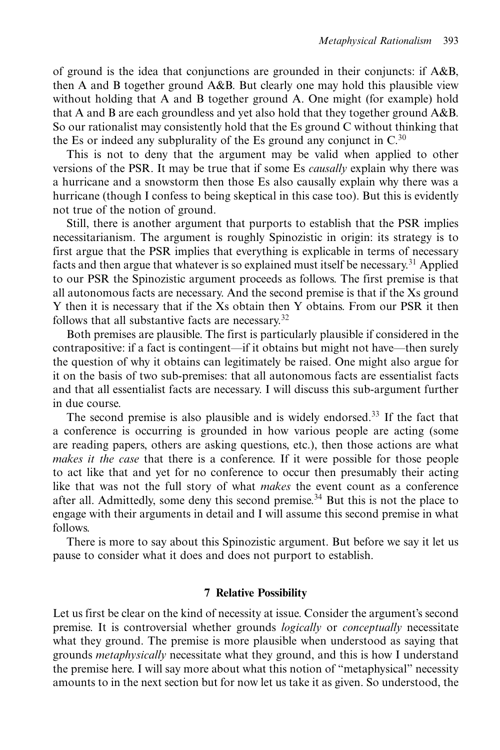of ground is the idea that conjunctions are grounded in their conjuncts: if A&B, then A and B together ground A&B. But clearly one may hold this plausible view without holding that A and B together ground A. One might (for example) hold that A and B are each groundless and yet also hold that they together ground A&B. So our rationalist may consistently hold that the Es ground C without thinking that the Es or indeed any subplurality of the Es ground any conjunct in C.[30]

This is not to deny that the argument may be valid when applied to other versions of the PSR. It may be true that if some Es *causally* explain why there was a hurricane and a snowstorm then those Es also causally explain why there was a hurricane (though I confess to being skeptical in this case too). But this is evidently not true of the notion of ground.

Still, there is another argument that purports to establish that the PSR implies necessitarianism. The argument is roughly Spinozistic in origin: its strategy is to first argue that the PSR implies that everything is explicable in terms of necessary facts and then argue that whatever is so explained must itself be necessary.[31] Applied to our PSR the Spinozistic argument proceeds as follows. The first premise is that all autonomous facts are necessary. And the second premise is that if the Xs ground Y then it is necessary that if the Xs obtain then Y obtains. From our PSR it then follows that all substantive facts are necessary.[32]

Both premises are plausible. The first is particularly plausible if considered in the contrapositive: if a fact is contingent—if it obtains but might not have—then surely the question of why it obtains can legitimately be raised. One might also argue for it on the basis of two sub-premises: that all autonomous facts are essentialist facts and that all essentialist facts are necessary. I will discuss this sub-argument further in due course.

The second premise is also plausible and is widely endorsed.[33] If the fact that a conference is occurring is grounded in how various people are acting (some are reading papers, others are asking questions, etc.), then those actions are what *makes it the case* that there is a conference. If it were possible for those people to act like that and yet for no conference to occur then presumably their acting like that was not the full story of what *makes* the event count as a conference after all. Admittedly, some deny this second premise.[34] But this is not the place to engage with their arguments in detail and I will assume this second premise in what follows.

There is more to say about this Spinozistic argument. But before we say it let us pause to consider what it does and does not purport to establish.

## 7 Relative Possibility

Let us first be clear on the kind of necessity at issue. Consider the argument's second premise. It is controversial whether grounds *logically* or *conceptually* necessitate what they ground. The premise is more plausible when understood as saying that grounds *metaphysically* necessitate what they ground, and this is how I understand the premise here. I will say more about what this notion of "metaphysical" necessity amounts to in the next section but for now let us take it as given. So understood, the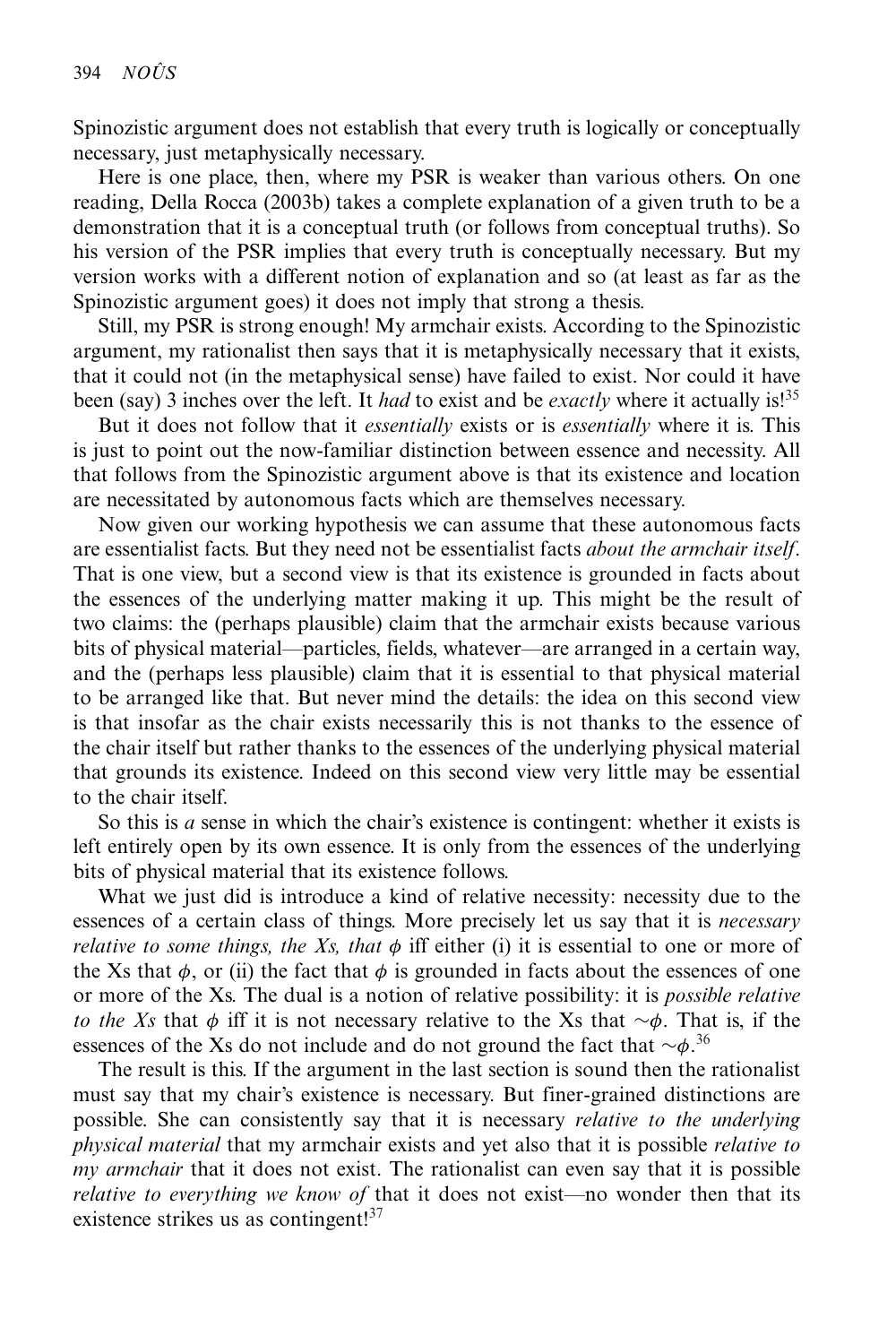Spinozistic argument does not establish that every truth is logically or conceptually necessary, just metaphysically necessary.

Here is one place, then, where my PSR is weaker than various others. On one reading, Della Rocca (2003b) takes a complete explanation of a given truth to be a demonstration that it is a conceptual truth (or follows from conceptual truths). So his version of the PSR implies that every truth is conceptually necessary. But my version works with a different notion of explanation and so (at least as far as the Spinozistic argument goes) it does not imply that strong a thesis.

Still, my PSR is strong enough! My armchair exists. According to the Spinozistic argument, my rationalist then says that it is metaphysically necessary that it exists, that it could not (in the metaphysical sense) have failed to exist. Nor could it have been (say) 3 inches over the left. It *had* to exist and be *exactly* where it actually is![35]

But it does not follow that it *essentially* exists or is *essentially* where it is. This is just to point out the now-familiar distinction between essence and necessity. All that follows from the Spinozistic argument above is that its existence and location are necessitated by autonomous facts which are themselves necessary.

Now given our working hypothesis we can assume that these autonomous facts are essentialist facts. But they need not be essentialist facts *about the armchair itself*. That is one view, but a second view is that its existence is grounded in facts about the essences of the underlying matter making it up. This might be the result of two claims: the (perhaps plausible) claim that the armchair exists because various bits of physical material—particles, fields, whatever—are arranged in a certain way, and the (perhaps less plausible) claim that it is essential to that physical material to be arranged like that. But never mind the details: the idea on this second view is that insofar as the chair exists necessarily this is not thanks to the essence of the chair itself but rather thanks to the essences of the underlying physical material that grounds its existence. Indeed on this second view very little may be essential to the chair itself.

So this is *a* sense in which the chair's existence is contingent: whether it exists is left entirely open by its own essence. It is only from the essences of the underlying bits of physical material that its existence follows.

What we just did is introduce a kind of relative necessity: necessity due to the essences of a certain class of things. More precisely let us say that it is *necessary relative to some things, the Xs, that* $\phi$ iff either (i) it is essential to one or more of the Xs that $\phi$, or (ii) the fact that $\phi$ is grounded in facts about the essences of one or more of the Xs. The dual is a notion of relative possibility: it is *possible relative to the Xs* that $\phi$ iff it is not necessary relative to the Xs that $\sim\phi$. That is, if the essences of the Xs do not include and do not ground the fact that $\sim\phi$.[36]

The result is this. If the argument in the last section is sound then the rationalist must say that my chair's existence is necessary. But finer-grained distinctions are possible. She can consistently say that it is necessary *relative to the underlying physical material* that my armchair exists and yet also that it is possible *relative to my armchair* that it does not exist. The rationalist can even say that it is possible *relative to everything we know of* that it does not exist—no wonder then that its existence strikes us as contingent![37]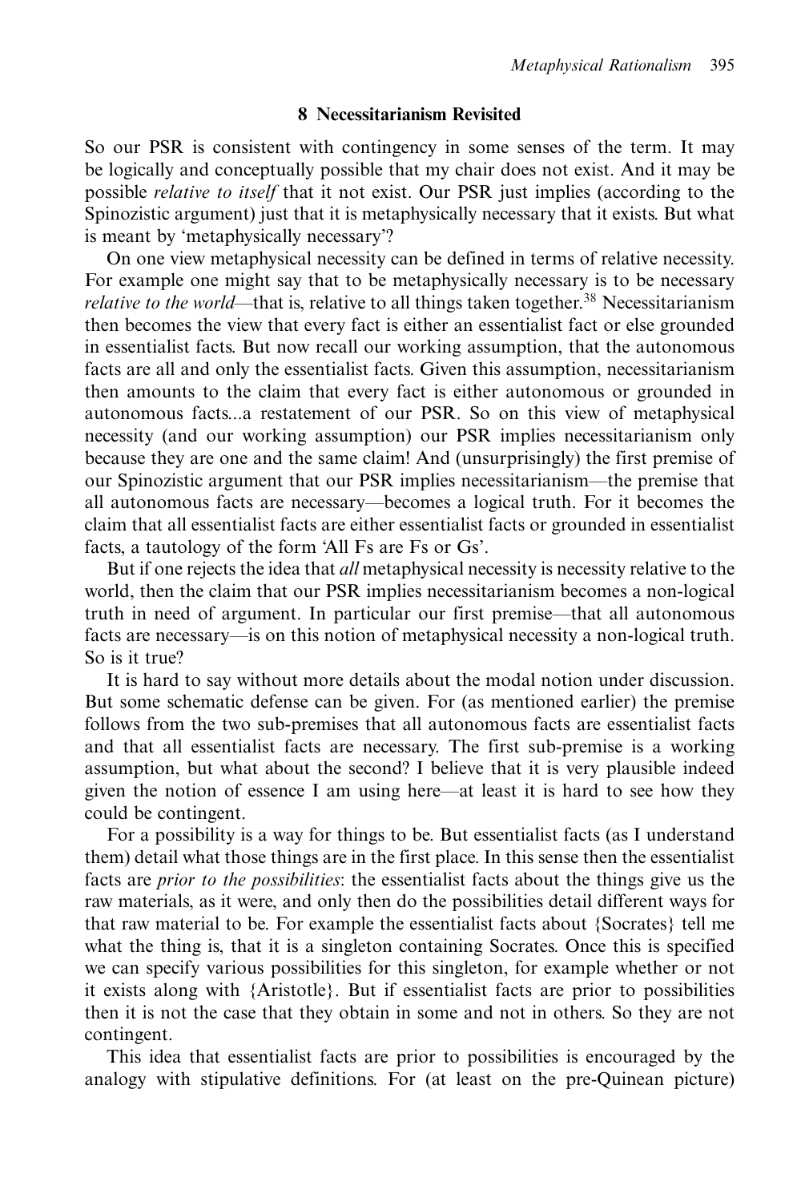## 8 Necessitarianism Revisited

So our PSR is consistent with contingency in some senses of the term. It may be logically and conceptually possible that my chair does not exist. And it may be possible *relative to itself* that it not exist. Our PSR just implies (according to the Spinozistic argument) just that it is metaphysically necessary that it exists. But what is meant by 'metaphysically necessary'?

On one view metaphysical necessity can be defined in terms of relative necessity. For example one might say that to be metaphysically necessary is to be necessary *relative to the world*—that is, relative to all things taken together.[38] Necessitarianism then becomes the view that every fact is either an essentialist fact or else grounded in essentialist facts. But now recall our working assumption, that the autonomous facts are all and only the essentialist facts. Given this assumption, necessitarianism then amounts to the claim that every fact is either autonomous or grounded in autonomous facts...a restatement of our PSR. So on this view of metaphysical necessity (and our working assumption) our PSR implies necessitarianism only because they are one and the same claim! And (unsurprisingly) the first premise of our Spinozistic argument that our PSR implies necessitarianism—the premise that all autonomous facts are necessary—becomes a logical truth. For it becomes the claim that all essentialist facts are either essentialist facts or grounded in essentialist facts, a tautology of the form 'All Fs are Fs or Gs'.

But if one rejects the idea that *all* metaphysical necessity is necessity relative to the world, then the claim that our PSR implies necessitarianism becomes a non-logical truth in need of argument. In particular our first premise—that all autonomous facts are necessary—is on this notion of metaphysical necessity a non-logical truth. So is it true?

It is hard to say without more details about the modal notion under discussion. But some schematic defense can be given. For (as mentioned earlier) the premise follows from the two sub-premises that all autonomous facts are essentialist facts and that all essentialist facts are necessary. The first sub-premise is a working assumption, but what about the second? I believe that it is very plausible indeed given the notion of essence I am using here—at least it is hard to see how they could be contingent.

For a possibility is a way for things to be. But essentialist facts (as I understand them) detail what those things are in the first place. In this sense then the essentialist facts are *prior to the possibilities*: the essentialist facts about the things give us the raw materials, as it were, and only then do the possibilities detail different ways for that raw material to be. For example the essentialist facts about {Socrates} tell me what the thing is, that it is a singleton containing Socrates. Once this is specified we can specify various possibilities for this singleton, for example whether or not it exists along with {Aristotle}. But if essentialist facts are prior to possibilities then it is not the case that they obtain in some and not in others. So they are not contingent.

This idea that essentialist facts are prior to possibilities is encouraged by the analogy with stipulative definitions. For (at least on the pre-Quinean picture)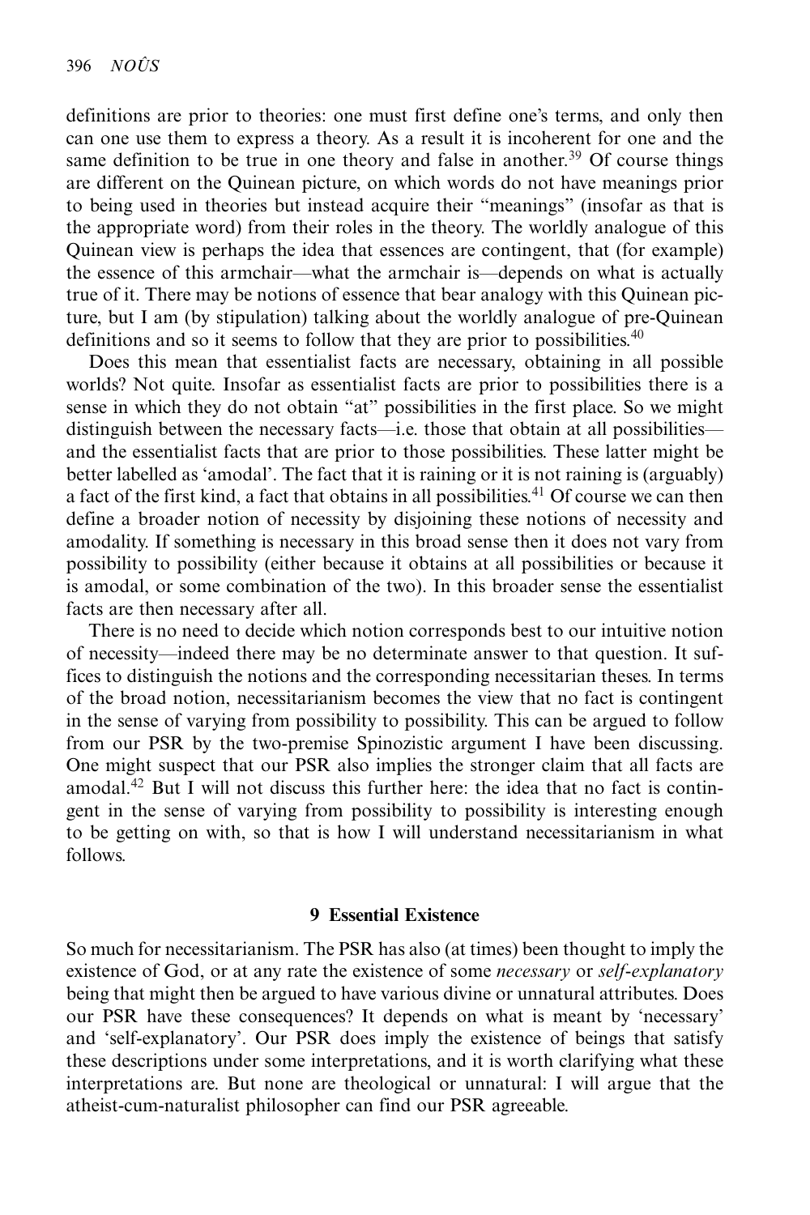definitions are prior to theories: one must first define one's terms, and only then can one use them to express a theory. As a result it is incoherent for one and the same definition to be true in one theory and false in another.[39] Of course things are different on the Quinean picture, on which words do not have meanings prior to being used in theories but instead acquire their "meanings" (insofar as that is the appropriate word) from their roles in the theory. The worldly analogue of this Quinean view is perhaps the idea that essences are contingent, that (for example) the essence of this armchair—what the armchair is—depends on what is actually true of it. There may be notions of essence that bear analogy with this Quinean picture, but I am (by stipulation) talking about the worldly analogue of pre-Quinean definitions and so it seems to follow that they are prior to possibilities.[40]

Does this mean that essentialist facts are necessary, obtaining in all possible worlds? Not quite. Insofar as essentialist facts are prior to possibilities there is a sense in which they do not obtain "at" possibilities in the first place. So we might distinguish between the necessary facts—i.e. those that obtain at all possibilities—and the essentialist facts that are prior to those possibilities. These latter might be better labelled as 'amodal'. The fact that it is raining or it is not raining is (arguably) a fact of the first kind, a fact that obtains in all possibilities.[41] Of course we can then define a broader notion of necessity by disjoining these notions of necessity and amodality. If something is necessary in this broad sense then it does not vary from possibility to possibility (either because it obtains at all possibilities or because it is amodal, or some combination of the two). In this broader sense the essentialist facts are then necessary after all.

There is no need to decide which notion corresponds best to our intuitive notion of necessity—indeed there may be no determinate answer to that question. It suffices to distinguish the notions and the corresponding necessitarian theses. In terms of the broad notion, necessitarianism becomes the view that no fact is contingent in the sense of varying from possibility to possibility. This can be argued to follow from our PSR by the two-premise Spinozistic argument I have been discussing. One might suspect that our PSR also implies the stronger claim that all facts are amodal.[42] But I will not discuss this further here: the idea that no fact is contingent in the sense of varying from possibility to possibility is interesting enough to be getting on with, so that is how I will understand necessitarianism in what follows.

## 9 Essential Existence

So much for necessitarianism. The PSR has also (at times) been thought to imply the existence of God, or at any rate the existence of some *necessary* or *self-explanatory* being that might then be argued to have various divine or unnatural attributes. Does our PSR have these consequences? It depends on what is meant by 'necessary' and 'self-explanatory'. Our PSR does imply the existence of beings that satisfy these descriptions under some interpretations, and it is worth clarifying what these interpretations are. But none are theological or unnatural: I will argue that the atheist-cum-naturalist philosopher can find our PSR agreeable.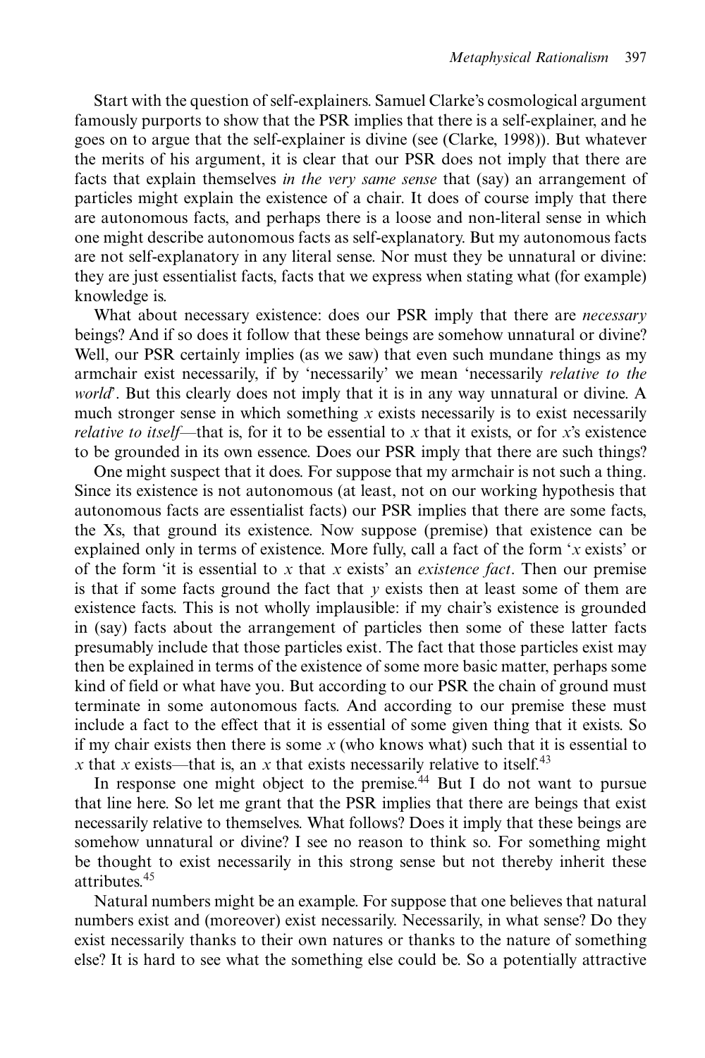Start with the question of self-explainers. Samuel Clarke's cosmological argument famously purports to show that the PSR implies that there is a self-explainer, and he goes on to argue that the self-explainer is divine (see (Clarke, 1998)). But whatever the merits of his argument, it is clear that our PSR does not imply that there are facts that explain themselves *in the very same sense* that (say) an arrangement of particles might explain the existence of a chair. It does of course imply that there are autonomous facts, and perhaps there is a loose and non-literal sense in which one might describe autonomous facts as self-explanatory. But my autonomous facts are not self-explanatory in any literal sense. Nor must they be unnatural or divine: they are just essentialist facts, facts that we express when stating what (for example) knowledge is.

What about necessary existence: does our PSR imply that there are *necessary* beings? And if so does it follow that these beings are somehow unnatural or divine? Well, our PSR certainly implies (as we saw) that even such mundane things as my armchair exist necessarily, if by 'necessarily' we mean 'necessarily *relative to the world*'. But this clearly does not imply that it is in any way unnatural or divine. A much stronger sense in which something $x$ exists necessarily is to exist necessarily *relative to itself*—that is, for it to be essential to $x$ that it exists, or for $x$'s existence to be grounded in its own essence. Does our PSR imply that there are such things?

One might suspect that it does. For suppose that my armchair is not such a thing. Since its existence is not autonomous (at least, not on our working hypothesis that autonomous facts are essentialist facts) our PSR implies that there are some facts, the Xs, that ground its existence. Now suppose (premise) that existence can be explained only in terms of existence. More fully, call a fact of the form '$x$ exists' or of the form 'it is essential to $x$ that $x$ exists' an *existence fact*. Then our premise is that if some facts ground the fact that $y$ exists then at least some of them are existence facts. This is not wholly implausible: if my chair's existence is grounded in (say) facts about the arrangement of particles then some of these latter facts presumably include that those particles exist. The fact that those particles exist may then be explained in terms of the existence of some more basic matter, perhaps some kind of field or what have you. But according to our PSR the chain of ground must terminate in some autonomous facts. And according to our premise these must include a fact to the effect that it is essential of some given thing that it exists. So if my chair exists then there is some $x$ (who knows what) such that it is essential to $x$ that $x$ exists—that is, an $x$ that exists necessarily relative to itself.[43]

In response one might object to the premise.[44] But I do not want to pursue that line here. So let me grant that the PSR implies that there are beings that exist necessarily relative to themselves. What follows? Does it imply that these beings are somehow unnatural or divine? I see no reason to think so. For something might be thought to exist necessarily in this strong sense but not thereby inherit these attributes.[45]

Natural numbers might be an example. For suppose that one believes that natural numbers exist and (moreover) exist necessarily. Necessarily, in what sense? Do they exist necessarily thanks to their own natures or thanks to the nature of something else? It is hard to see what the something else could be. So a potentially attractive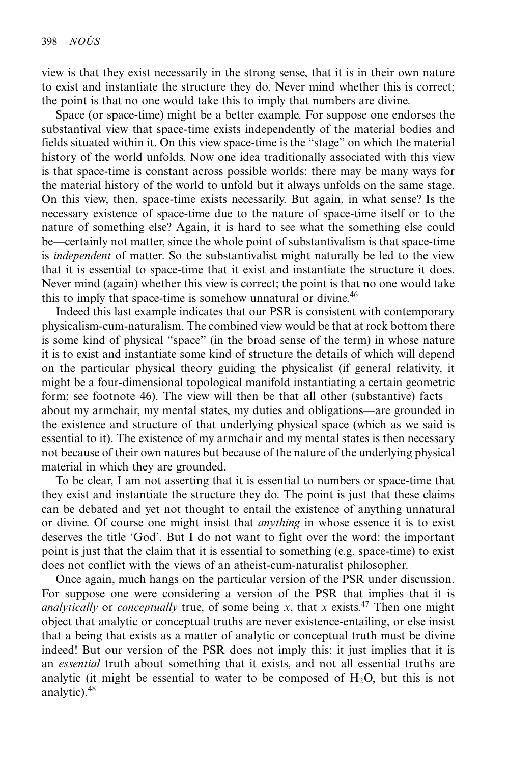view is that they exist necessarily in the strong sense, that it is in their own nature to exist and instantiate the structure they do. Never mind whether this is correct; the point is that no one would take this to imply that numbers are divine.

Space (or space-time) might be a better example. For suppose one endorses the substantival view that space-time exists independently of the material bodies and fields situated within it. On this view space-time is the "stage" on which the material history of the world unfolds. Now one idea traditionally associated with this view is that space-time is constant across possible worlds: there may be many ways for the material history of the world to unfold but it always unfolds on the same stage. On this view, then, space-time exists necessarily. But again, in what sense? Is the necessary existence of space-time due to the nature of space-time itself or to the nature of something else? Again, it is hard to see what the something else could be—certainly not matter, since the whole point of substantivalism is that space-time is *independent* of matter. So the substantivalist might naturally be led to the view that it is essential to space-time that it exist and instantiate the structure it does. Never mind (again) whether this view is correct; the point is that no one would take this to imply that space-time is somehow unnatural or divine.[46]

Indeed this last example indicates that our PSR is consistent with contemporary physicalism-cum-naturalism. The combined view would be that at rock bottom there is some kind of physical "space" (in the broad sense of the term) in whose nature it is to exist and instantiate some kind of structure the details of which will depend on the particular physical theory guiding the physicalist (if general relativity, it might be a four-dimensional topological manifold instantiating a certain geometric form; see footnote 46). The view will then be that all other (substantive) facts—about my armchair, my mental states, my duties and obligations—are grounded in the existence and structure of that underlying physical space (which as we said is essential to it). The existence of my armchair and my mental states is then necessary not because of their own natures but because of the nature of the underlying physical material in which they are grounded.

To be clear, I am not asserting that it is essential to numbers or space-time that they exist and instantiate the structure they do. The point is just that these claims can be debated and yet not thought to entail the existence of anything unnatural or divine. Of course one might insist that *anything* in whose essence it is to exist deserves the title 'God'. But I do not want to fight over the word: the important point is just that the claim that it is essential to something (e.g. space-time) to exist does not conflict with the views of an atheist-cum-naturalist philosopher.

Once again, much hangs on the particular version of the PSR under discussion. For suppose one were considering a version of the PSR that implies that it is *analytically* or *conceptually* true, of some being $x$, that $x$ exists.[47] Then one might object that analytic or conceptual truths are never existence-entailing, or else insist that a being that exists as a matter of analytic or conceptual truth must be divine indeed! But our version of the PSR does not imply this: it just implies that it is an *essential* truth about something that it exists, and not all essential truths are analytic (it might be essential to water to be composed of $H_2O$, but this is not analytic).[48]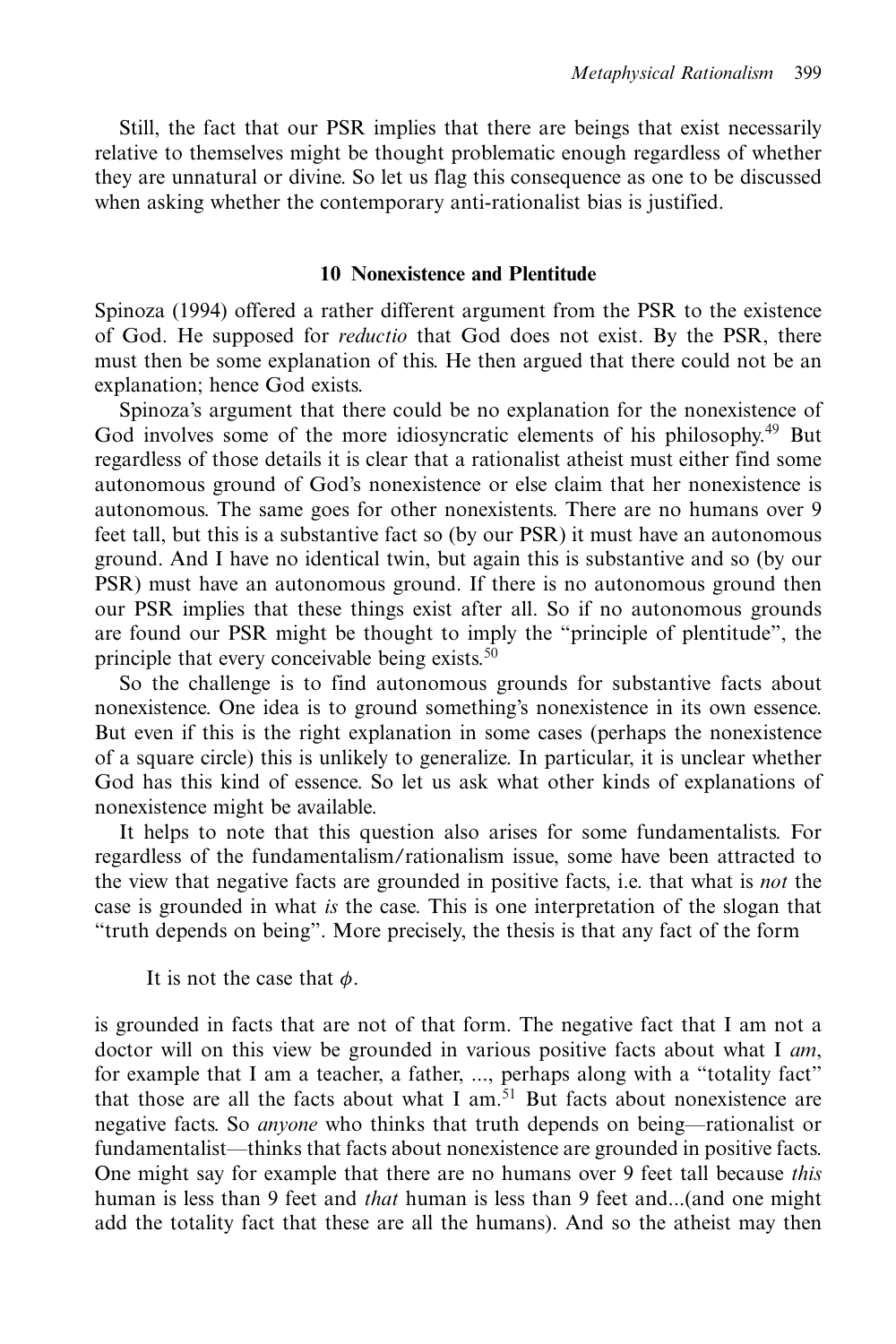Still, the fact that our PSR implies that there are beings that exist necessarily relative to themselves might be thought problematic enough regardless of whether they are unnatural or divine. So let us flag this consequence as one to be discussed when asking whether the contemporary anti-rationalist bias is justified.

## 10 Nonexistence and Plentitude

Spinoza (1994) offered a rather different argument from the PSR to the existence of God. He supposed for *reductio* that God does not exist. By the PSR, there must then be some explanation of this. He then argued that there could not be an explanation; hence God exists.

Spinoza's argument that there could be no explanation for the nonexistence of God involves some of the more idiosyncratic elements of his philosophy.[49] But regardless of those details it is clear that a rationalist atheist must either find some autonomous ground of God's nonexistence or else claim that her nonexistence is autonomous. The same goes for other nonexistents. There are no humans over 9 feet tall, but this is a substantive fact so (by our PSR) it must have an autonomous ground. And I have no identical twin, but again this is substantive and so (by our PSR) must have an autonomous ground. If there is no autonomous ground then our PSR implies that these things exist after all. So if no autonomous grounds are found our PSR might be thought to imply the "principle of plentitude", the principle that every conceivable being exists.[50]

So the challenge is to find autonomous grounds for substantive facts about nonexistence. One idea is to ground something's nonexistence in its own essence. But even if this is the right explanation in some cases (perhaps the nonexistence of a square circle) this is unlikely to generalize. In particular, it is unclear whether God has this kind of essence. So let us ask what other kinds of explanations of nonexistence might be available.

It helps to note that this question also arises for some fundamentalists. For regardless of the fundamentalism/rationalism issue, some have been attracted to the view that negative facts are grounded in positive facts, i.e. that what is *not* the case is grounded in what *is* the case. This is one interpretation of the slogan that "truth depends on being". More precisely, the thesis is that any fact of the form

> It is not the case that $\phi$.

is grounded in facts that are not of that form. The negative fact that I am not a doctor will on this view be grounded in various positive facts about what I *am*, for example that I am a teacher, a father, ..., perhaps along with a "totality fact" that those are all the facts about what I am.[51] But facts about nonexistence are negative facts. So *anyone* who thinks that truth depends on being—rationalist or fundamentalist—thinks that facts about nonexistence are grounded in positive facts. One might say for example that there are no humans over 9 feet tall because *this* human is less than 9 feet and *that* human is less than 9 feet and...(and one might add the totality fact that these are all the humans). And so the atheist may then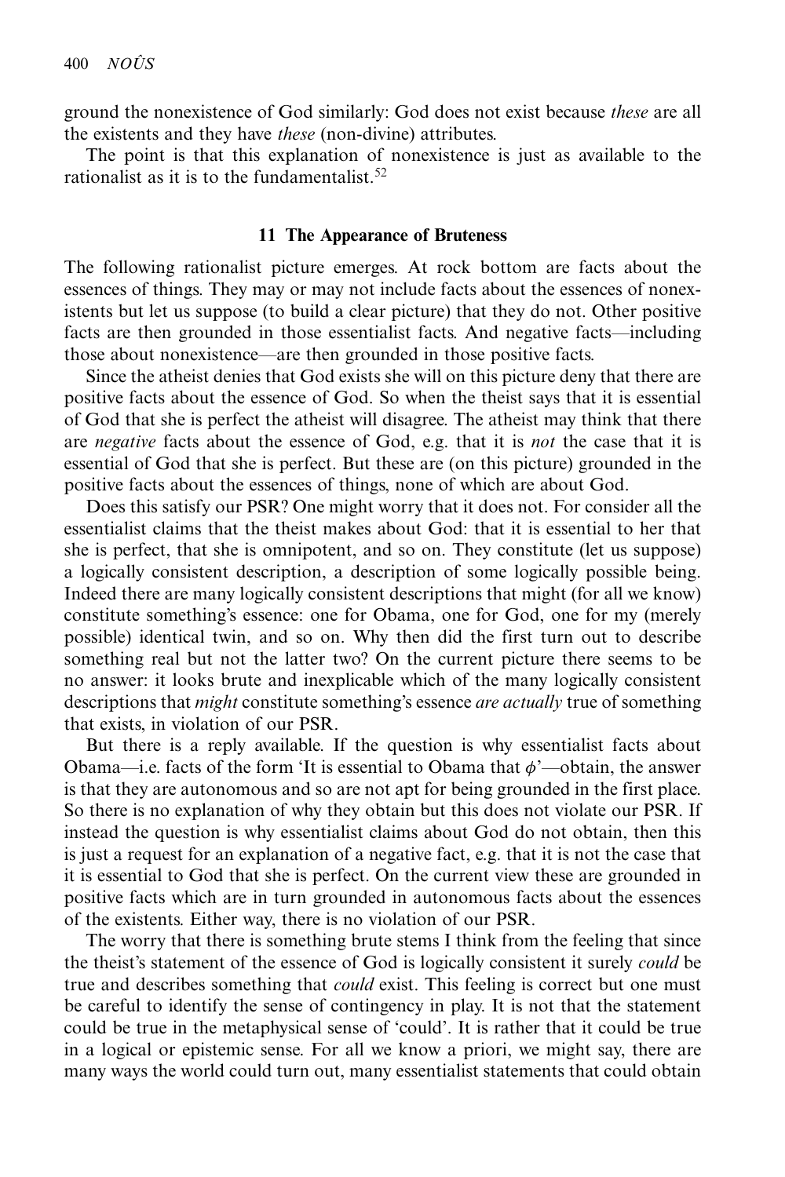ground the nonexistence of God similarly: God does not exist because *these* are all the existents and they have *these* (non-divine) attributes.

The point is that this explanation of nonexistence is just as available to the rationalist as it is to the fundamentalist.[52]

## 11 The Appearance of Bruteness

The following rationalist picture emerges. At rock bottom are facts about the essences of things. They may or may not include facts about the essences of nonexistents but let us suppose (to build a clear picture) that they do not. Other positive facts are then grounded in those essentialist facts. And negative facts—including those about nonexistence—are then grounded in those positive facts.

Since the atheist denies that God exists she will on this picture deny that there are positive facts about the essence of God. So when the theist says that it is essential of God that she is perfect the atheist will disagree. The atheist may think that there are *negative* facts about the essence of God, e.g. that it is *not* the case that it is essential of God that she is perfect. But these are (on this picture) grounded in the positive facts about the essences of things, none of which are about God.

Does this satisfy our PSR? One might worry that it does not. For consider all the essentialist claims that the theist makes about God: that it is essential to her that she is perfect, that she is omnipotent, and so on. They constitute (let us suppose) a logically consistent description, a description of some logically possible being. Indeed there are many logically consistent descriptions that might (for all we know) constitute something's essence: one for Obama, one for God, one for my (merely possible) identical twin, and so on. Why then did the first turn out to describe something real but not the latter two? On the current picture there seems to be no answer: it looks brute and inexplicable which of the many logically consistent descriptions that *might* constitute something's essence *are actually* true of something that exists, in violation of our PSR.

But there is a reply available. If the question is why essentialist facts about Obama—i.e. facts of the form 'It is essential to Obama that $\phi$'—obtain, the answer is that they are autonomous and so are not apt for being grounded in the first place. So there is no explanation of why they obtain but this does not violate our PSR. If instead the question is why essentialist claims about God do not obtain, then this is just a request for an explanation of a negative fact, e.g. that it is not the case that it is essential to God that she is perfect. On the current view these are grounded in positive facts which are in turn grounded in autonomous facts about the essences of the existents. Either way, there is no violation of our PSR.

The worry that there is something brute stems I think from the feeling that since the theist's statement of the essence of God is logically consistent it surely *could* be true and describes something that *could* exist. This feeling is correct but one must be careful to identify the sense of contingency in play. It is not that the statement could be true in the metaphysical sense of 'could'. It is rather that it could be true in a logical or epistemic sense. For all we know a priori, we might say, there are many ways the world could turn out, many essentialist statements that could obtain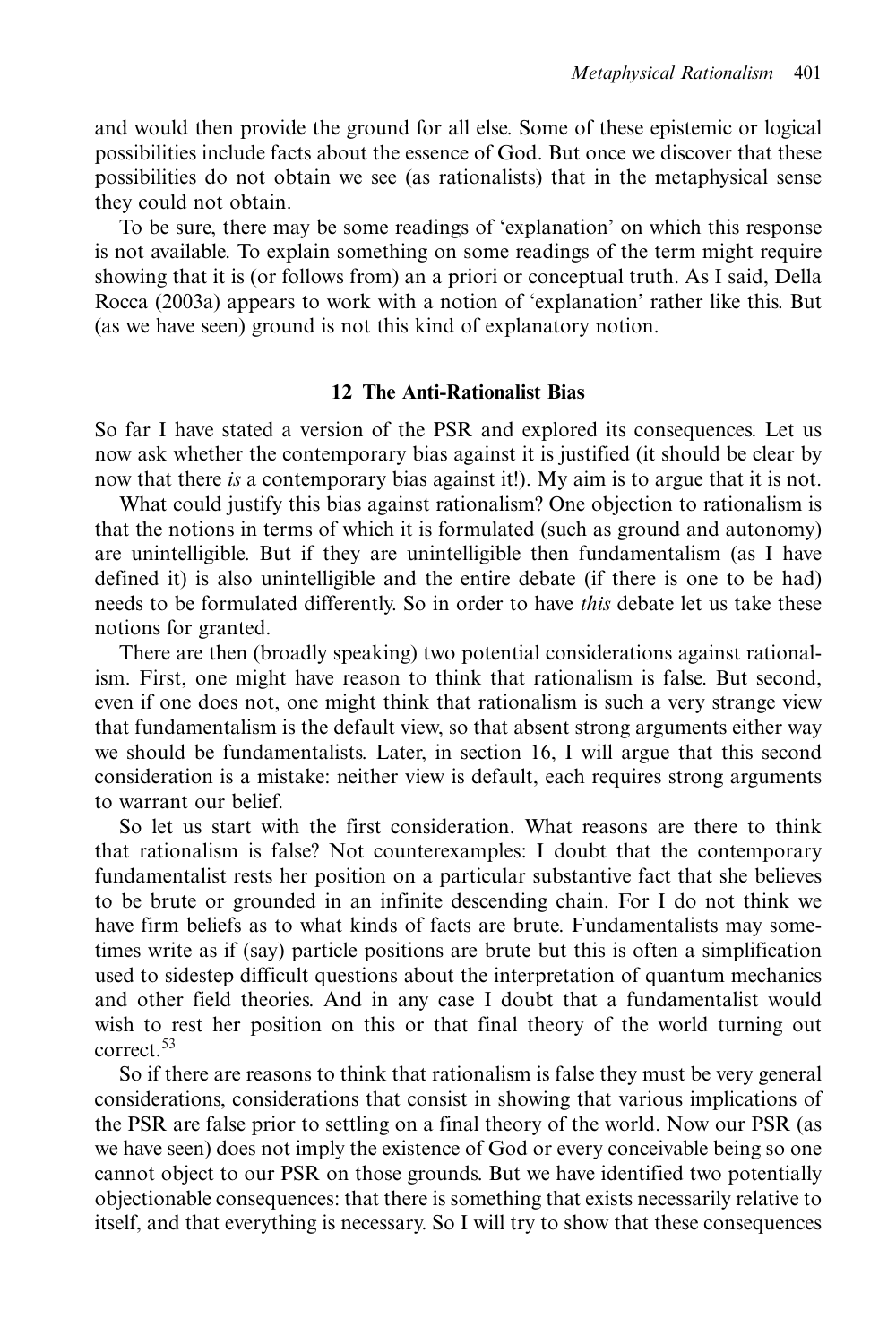and would then provide the ground for all else. Some of these epistemic or logical possibilities include facts about the essence of God. But once we discover that these possibilities do not obtain we see (as rationalists) that in the metaphysical sense they could not obtain.

To be sure, there may be some readings of 'explanation' on which this response is not available. To explain something on some readings of the term might require showing that it is (or follows from) an a priori or conceptual truth. As I said, Della Rocca (2003a) appears to work with a notion of 'explanation' rather like this. But (as we have seen) ground is not this kind of explanatory notion.

## 12 The Anti-Rationalist Bias

So far I have stated a version of the PSR and explored its consequences. Let us now ask whether the contemporary bias against it is justified (it should be clear by now that there *is* a contemporary bias against it!). My aim is to argue that it is not.

What could justify this bias against rationalism? One objection to rationalism is that the notions in terms of which it is formulated (such as ground and autonomy) are unintelligible. But if they are unintelligible then fundamentalism (as I have defined it) is also unintelligible and the entire debate (if there is one to be had) needs to be formulated differently. So in order to have *this* debate let us take these notions for granted.

There are then (broadly speaking) two potential considerations against rationalism. First, one might have reason to think that rationalism is false. But second, even if one does not, one might think that rationalism is such a very strange view that fundamentalism is the default view, so that absent strong arguments either way we should be fundamentalists. Later, in section 16, I will argue that this second consideration is a mistake: neither view is default, each requires strong arguments to warrant our belief.

So let us start with the first consideration. What reasons are there to think that rationalism is false? Not counterexamples: I doubt that the contemporary fundamentalist rests her position on a particular substantive fact that she believes to be brute or grounded in an infinite descending chain. For I do not think we have firm beliefs as to what kinds of facts are brute. Fundamentalists may sometimes write as if (say) particle positions are brute but this is often a simplification used to sidestep difficult questions about the interpretation of quantum mechanics and other field theories. And in any case I doubt that a fundamentalist would wish to rest her position on this or that final theory of the world turning out correct.[53]

So if there are reasons to think that rationalism is false they must be very general considerations, considerations that consist in showing that various implications of the PSR are false prior to settling on a final theory of the world. Now our PSR (as we have seen) does not imply the existence of God or every conceivable being so one cannot object to our PSR on those grounds. But we have identified two potentially objectionable consequences: that there is something that exists necessarily relative to itself, and that everything is necessary. So I will try to show that these consequences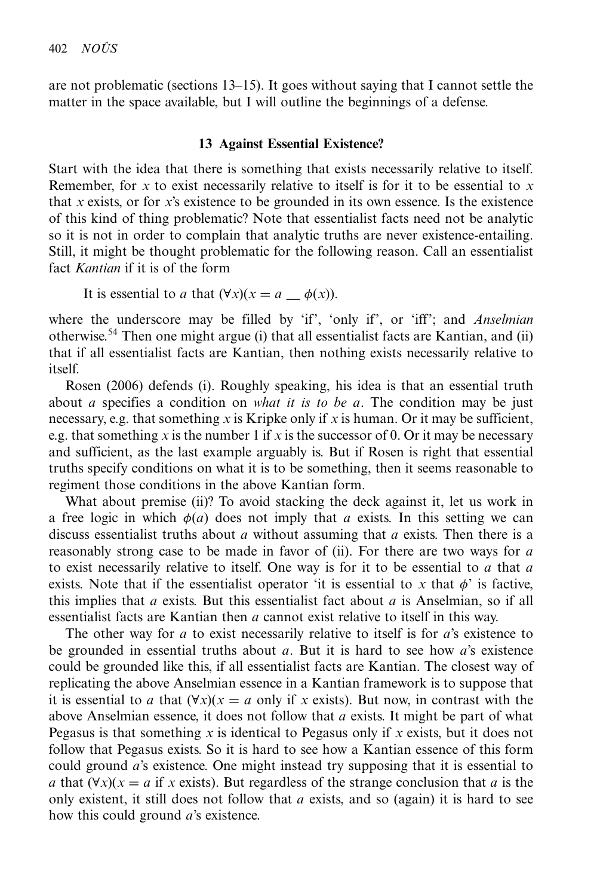are not problematic (sections 13–15). It goes without saying that I cannot settle the matter in the space available, but I will outline the beginnings of a defense.

## 13 Against Essential Existence?

Start with the idea that there is something that exists necessarily relative to itself. Remember, for $x$ to exist necessarily relative to itself is for it to be essential to $x$ that $x$ exists, or for $x$'s existence to be grounded in its own essence. Is the existence of this kind of thing problematic? Note that essentialist facts need not be analytic so it is not in order to complain that analytic truths are never existence-entailing. Still, it might be thought problematic for the following reason. Call an essentialist fact *Kantian* if it is of the form

It is essential to $a$ that $(\forall x)(x = a \_\_ \phi(x))$.

where the underscore may be filled by 'if', 'only if', or 'iff'; and *Anselmian* otherwise.[54] Then one might argue (i) that all essentialist facts are Kantian, and (ii) that if all essentialist facts are Kantian, then nothing exists necessarily relative to itself.

Rosen (2006) defends (i). Roughly speaking, his idea is that an essential truth about $a$ specifies a condition on *what it is to be $a$*. The condition may be just necessary, e.g. that something $x$ is Kripke only if $x$ is human. Or it may be sufficient, e.g. that something $x$ is the number 1 if $x$ is the successor of 0. Or it may be necessary and sufficient, as the last example arguably is. But if Rosen is right that essential truths specify conditions on what it is to be something, then it seems reasonable to regiment those conditions in the above Kantian form.

What about premise (ii)? To avoid stacking the deck against it, let us work in a free logic in which $\phi(a)$ does not imply that $a$ exists. In this setting we can discuss essentialist truths about $a$ without assuming that $a$ exists. Then there is a reasonably strong case to be made in favor of (ii). For there are two ways for $a$ to exist necessarily relative to itself. One way is for it to be essential to $a$ that $a$ exists. Note that if the essentialist operator 'it is essential to $x$ that $\phi$' is factive, this implies that $a$ exists. But this essentialist fact about $a$ is Anselmian, so if all essentialist facts are Kantian then $a$ cannot exist relative to itself in this way.

The other way for $a$ to exist necessarily relative to itself is for $a$'s existence to be grounded in essential truths about $a$. But it is hard to see how $a$'s existence could be grounded like this, if all essentialist facts are Kantian. The closest way of replicating the above Anselmian essence in a Kantian framework is to suppose that it is essential to $a$ that $(\forall x)(x = a$ only if $x$ exists). But now, in contrast with the above Anselmian essence, it does not follow that $a$ exists. It might be part of what Pegasus is that something $x$ is identical to Pegasus only if $x$ exists, but it does not follow that Pegasus exists. So it is hard to see how a Kantian essence of this form could ground $a$'s existence. One might instead try supposing that it is essential to $a$ that $(\forall x)(x = a$ if $x$ exists). But regardless of the strange conclusion that $a$ is the only existent, it still does not follow that $a$ exists, and so (again) it is hard to see how this could ground $a$'s existence.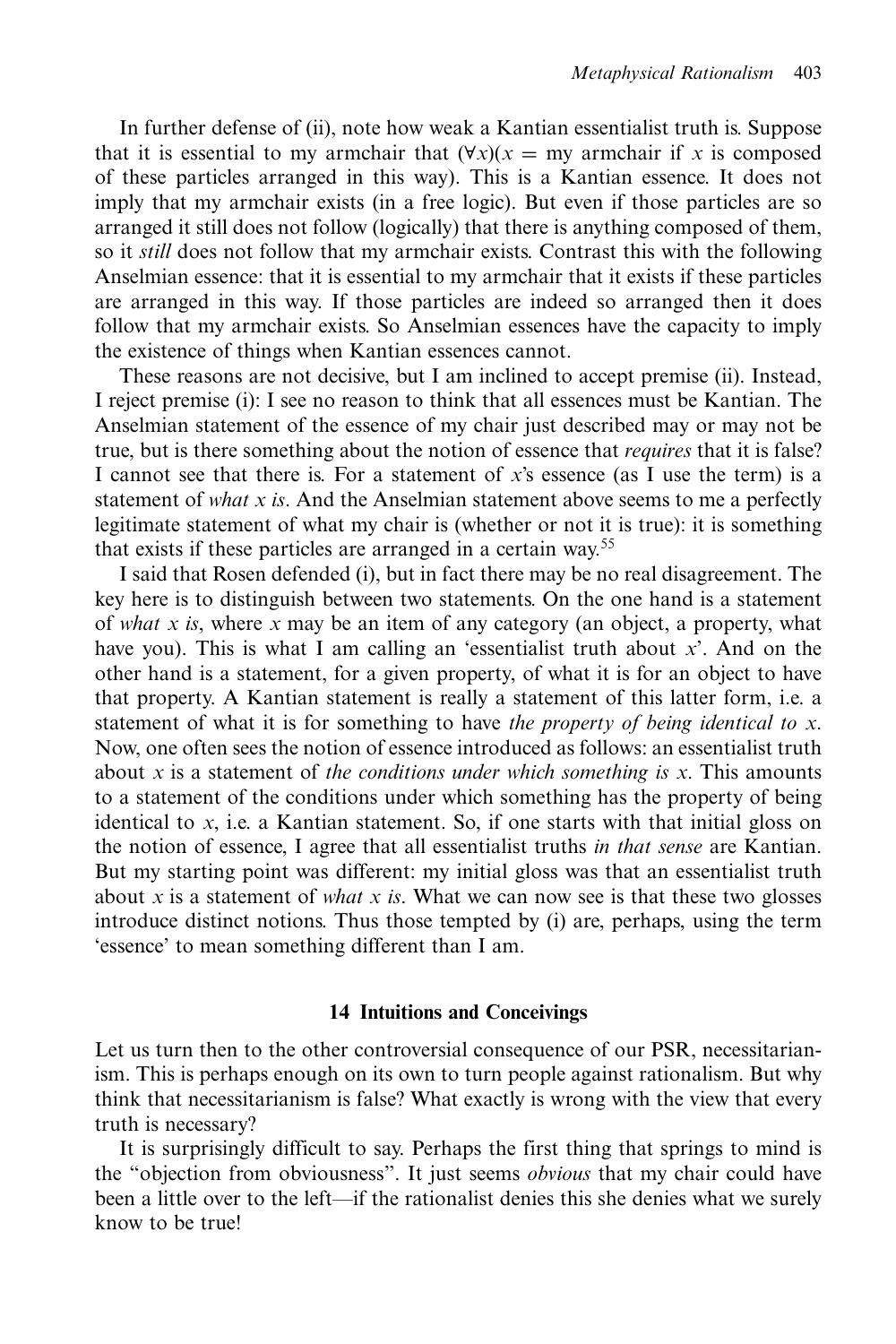In further defense of (ii), note how weak a Kantian essentialist truth is. Suppose that it is essential to my armchair that $(\forall x)(x =$ my armchair if $x$ is composed of these particles arranged in this way). This is a Kantian essence. It does not imply that my armchair exists (in a free logic). But even if those particles are so arranged it still does not follow (logically) that there is anything composed of them, so it *still* does not follow that my armchair exists. Contrast this with the following Anselmian essence: that it is essential to my armchair that it exists if these particles are arranged in this way. If those particles are indeed so arranged then it does follow that my armchair exists. So Anselmian essences have the capacity to imply the existence of things when Kantian essences cannot.

These reasons are not decisive, but I am inclined to accept premise (ii). Instead, I reject premise (i): I see no reason to think that all essences must be Kantian. The Anselmian statement of the essence of my chair just described may or may not be true, but is there something about the notion of essence that *requires* that it is false? I cannot see that there is. For a statement of $x$'s essence (as I use the term) is a statement of *what x is*. And the Anselmian statement above seems to me a perfectly legitimate statement of what my chair is (whether or not it is true): it is something that exists if these particles are arranged in a certain way.[55]

I said that Rosen defended (i), but in fact there may be no real disagreement. The key here is to distinguish between two statements. On the one hand is a statement of *what x is*, where $x$ may be an item of any category (an object, a property, what have you). This is what I am calling an 'essentialist truth about $x$'. And on the other hand is a statement, for a given property, of what it is for an object to have that property. A Kantian statement is really a statement of this latter form, i.e. a statement of what it is for something to have *the property of being identical to x*. Now, one often sees the notion of essence introduced as follows: an essentialist truth about $x$ is a statement of *the conditions under which something is x*. This amounts to a statement of the conditions under which something has the property of being identical to $x$, i.e. a Kantian statement. So, if one starts with that initial gloss on the notion of essence, I agree that all essentialist truths *in that sense* are Kantian. But my starting point was different: my initial gloss was that an essentialist truth about $x$ is a statement of *what x is*. What we can now see is that these two glosses introduce distinct notions. Thus those tempted by (i) are, perhaps, using the term 'essence' to mean something different than I am.

## 14 Intuitions and Conceivings

Let us turn then to the other controversial consequence of our PSR, necessitarianism. This is perhaps enough on its own to turn people against rationalism. But why think that necessitarianism is false? What exactly is wrong with the view that every truth is necessary?

It is surprisingly difficult to say. Perhaps the first thing that springs to mind is the "objection from obviousness". It just seems *obvious* that my chair could have been a little over to the left—if the rationalist denies this she denies what we surely know to be true!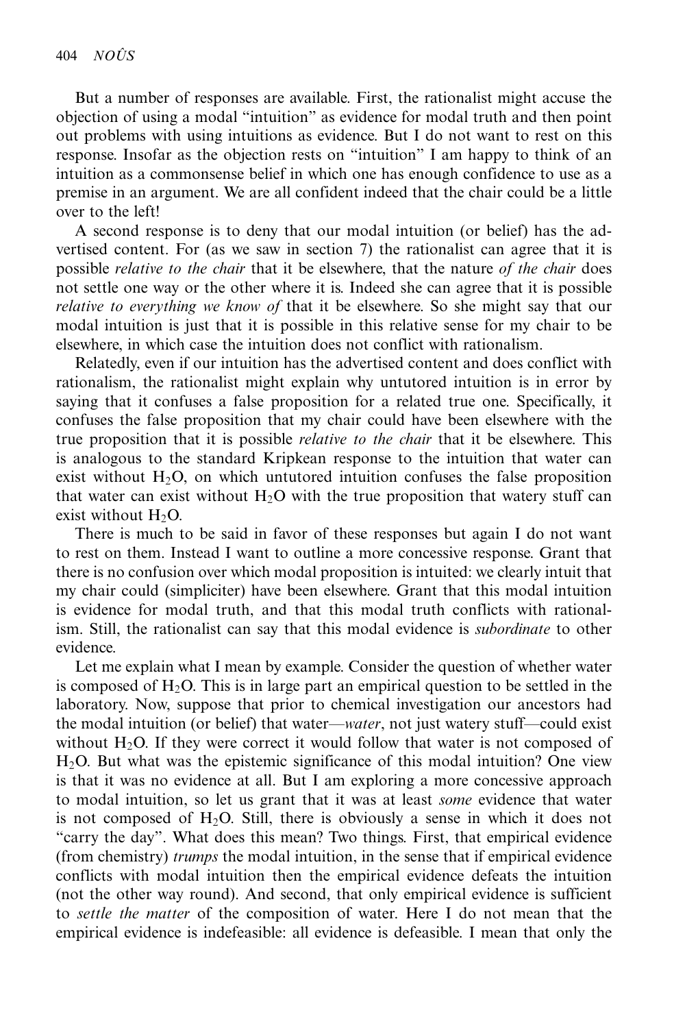But a number of responses are available. First, the rationalist might accuse the objection of using a modal "intuition" as evidence for modal truth and then point out problems with using intuitions as evidence. But I do not want to rest on this response. Insofar as the objection rests on "intuition" I am happy to think of an intuition as a commonsense belief in which one has enough confidence to use as a premise in an argument. We are all confident indeed that the chair could be a little over to the left!

A second response is to deny that our modal intuition (or belief) has the advertised content. For (as we saw in section 7) the rationalist can agree that it is possible *relative to the chair* that it be elsewhere, that the nature *of the chair* does not settle one way or the other where it is. Indeed she can agree that it is possible *relative to everything we know of* that it be elsewhere. So she might say that our modal intuition is just that it is possible in this relative sense for my chair to be elsewhere, in which case the intuition does not conflict with rationalism.

Relatedly, even if our intuition has the advertised content and does conflict with rationalism, the rationalist might explain why untutored intuition is in error by saying that it confuses a false proposition for a related true one. Specifically, it confuses the false proposition that my chair could have been elsewhere with the true proposition that it is possible *relative to the chair* that it be elsewhere. This is analogous to the standard Kripkean response to the intuition that water can exist without $H_2O$, on which untutored intuition confuses the false proposition that water can exist without $H_2O$ with the true proposition that watery stuff can exist without $H_2O$.

There is much to be said in favor of these responses but again I do not want to rest on them. Instead I want to outline a more concessive response. Grant that there is no confusion over which modal proposition is intuited: we clearly intuit that my chair could (simpliciter) have been elsewhere. Grant that this modal intuition is evidence for modal truth, and that this modal truth conflicts with rationalism. Still, the rationalist can say that this modal evidence is *subordinate* to other evidence.

Let me explain what I mean by example. Consider the question of whether water is composed of $H_2O$. This is in large part an empirical question to be settled in the laboratory. Now, suppose that prior to chemical investigation our ancestors had the modal intuition (or belief) that water—*water*, not just watery stuff—could exist without $H_2O$. If they were correct it would follow that water is not composed of $H_2O$. But what was the epistemic significance of this modal intuition? One view is that it was no evidence at all. But I am exploring a more concessive approach to modal intuition, so let us grant that it was at least *some* evidence that water is not composed of $H_2O$. Still, there is obviously a sense in which it does not "carry the day". What does this mean? Two things. First, that empirical evidence (from chemistry) *trumps* the modal intuition, in the sense that if empirical evidence conflicts with modal intuition then the empirical evidence defeats the intuition (not the other way round). And second, that only empirical evidence is sufficient to *settle the matter* of the composition of water. Here I do not mean that the empirical evidence is indefeasible: all evidence is defeasible. I mean that only the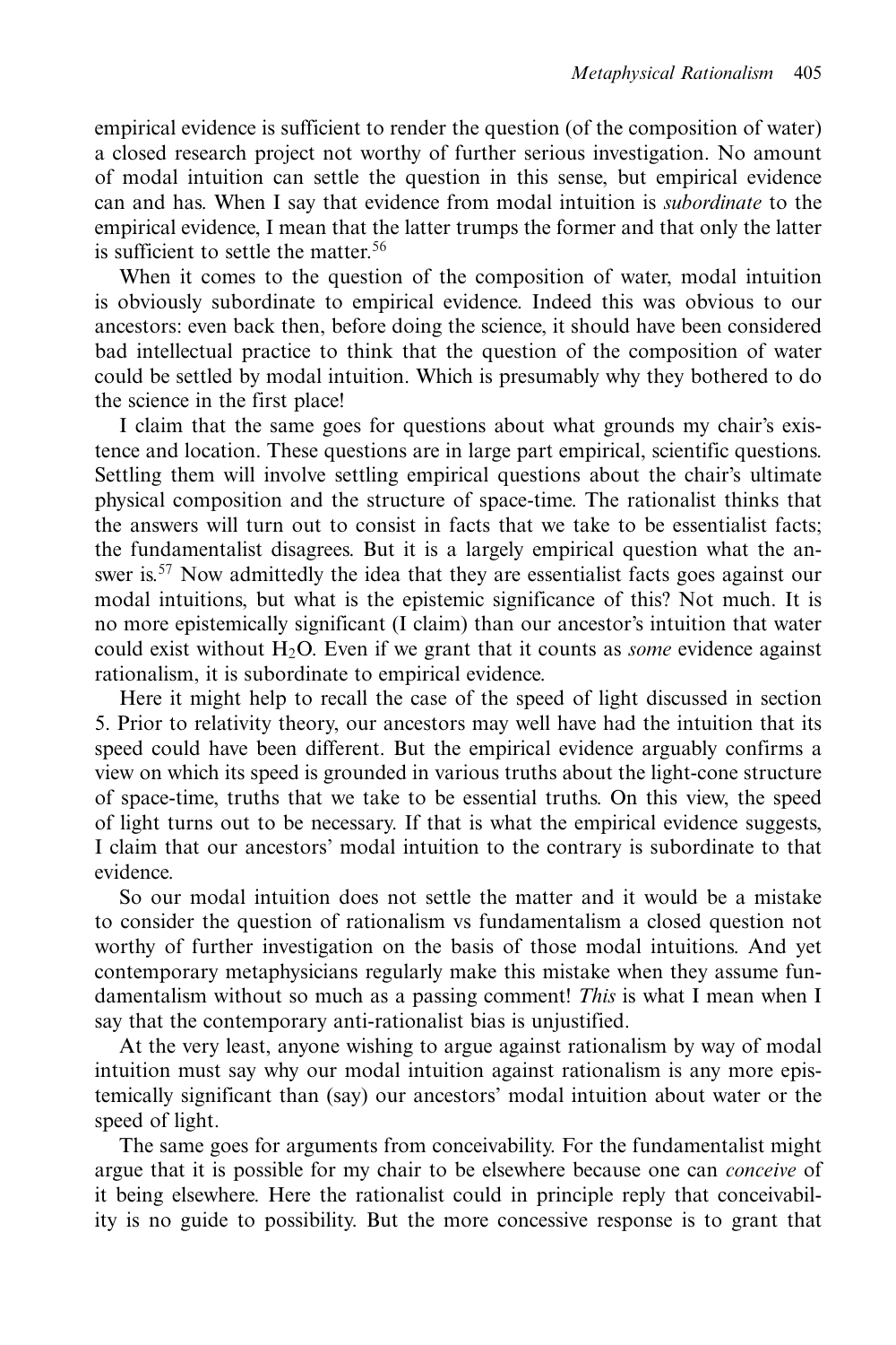empirical evidence is sufficient to render the question (of the composition of water) a closed research project not worthy of further serious investigation. No amount of modal intuition can settle the question in this sense, but empirical evidence can and has. When I say that evidence from modal intuition is *subordinate* to the empirical evidence, I mean that the latter trumps the former and that only the latter is sufficient to settle the matter.[56]

When it comes to the question of the composition of water, modal intuition is obviously subordinate to empirical evidence. Indeed this was obvious to our ancestors: even back then, before doing the science, it should have been considered bad intellectual practice to think that the question of the composition of water could be settled by modal intuition. Which is presumably why they bothered to do the science in the first place!

I claim that the same goes for questions about what grounds my chair's existence and location. These questions are in large part empirical, scientific questions. Settling them will involve settling empirical questions about the chair's ultimate physical composition and the structure of space-time. The rationalist thinks that the answers will turn out to consist in facts that we take to be essentialist facts; the fundamentalist disagrees. But it is a largely empirical question what the answer is.[57] Now admittedly the idea that they are essentialist facts goes against our modal intuitions, but what is the epistemic significance of this? Not much. It is no more epistemically significant (I claim) than our ancestor's intuition that water could exist without $H_2O$. Even if we grant that it counts as *some* evidence against rationalism, it is subordinate to empirical evidence.

Here it might help to recall the case of the speed of light discussed in section 5. Prior to relativity theory, our ancestors may well have had the intuition that its speed could have been different. But the empirical evidence arguably confirms a view on which its speed is grounded in various truths about the light-cone structure of space-time, truths that we take to be essential truths. On this view, the speed of light turns out to be necessary. If that is what the empirical evidence suggests, I claim that our ancestors' modal intuition to the contrary is subordinate to that evidence.

So our modal intuition does not settle the matter and it would be a mistake to consider the question of rationalism vs fundamentalism a closed question not worthy of further investigation on the basis of those modal intuitions. And yet contemporary metaphysicians regularly make this mistake when they assume fundamentalism without so much as a passing comment! *This* is what I mean when I say that the contemporary anti-rationalist bias is unjustified.

At the very least, anyone wishing to argue against rationalism by way of modal intuition must say why our modal intuition against rationalism is any more epistemically significant than (say) our ancestors' modal intuition about water or the speed of light.

The same goes for arguments from conceivability. For the fundamentalist might argue that it is possible for my chair to be elsewhere because one can *conceive* of it being elsewhere. Here the rationalist could in principle reply that conceivability is no guide to possibility. But the more concessive response is to grant that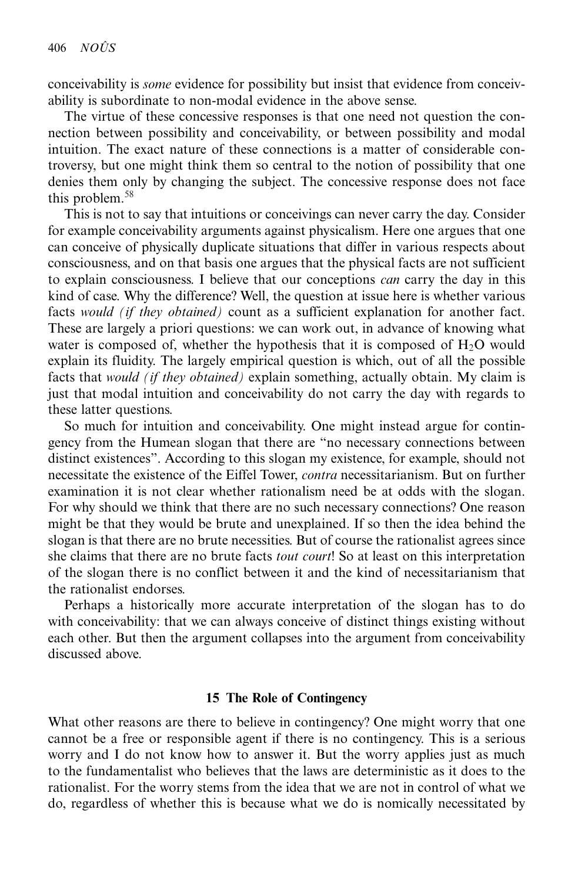conceivability is *some* evidence for possibility but insist that evidence from conceivability is subordinate to non-modal evidence in the above sense.

The virtue of these concessive responses is that one need not question the connection between possibility and conceivability, or between possibility and modal intuition. The exact nature of these connections is a matter of considerable controversy, but one might think them so central to the notion of possibility that one denies them only by changing the subject. The concessive response does not face this problem.[58]

This is not to say that intuitions or conceivings can never carry the day. Consider for example conceivability arguments against physicalism. Here one argues that one can conceive of physically duplicate situations that differ in various respects about consciousness, and on that basis one argues that the physical facts are not sufficient to explain consciousness. I believe that our conceptions *can* carry the day in this kind of case. Why the difference? Well, the question at issue here is whether various facts *would (if they obtained)* count as a sufficient explanation for another fact. These are largely a priori questions: we can work out, in advance of knowing what water is composed of, whether the hypothesis that it is composed of $H_2O$ would explain its fluidity. The largely empirical question is which, out of all the possible facts that *would (if they obtained)* explain something, actually obtain. My claim is just that modal intuition and conceivability do not carry the day with regards to these latter questions.

So much for intuition and conceivability. One might instead argue for contingency from the Humean slogan that there are "no necessary connections between distinct existences". According to this slogan my existence, for example, should not necessitate the existence of the Eiffel Tower, *contra* necessitarianism. But on further examination it is not clear whether rationalism need be at odds with the slogan. For why should we think that there are no such necessary connections? One reason might be that they would be brute and unexplained. If so then the idea behind the slogan is that there are no brute necessities. But of course the rationalist agrees since she claims that there are no brute facts *tout court*! So at least on this interpretation of the slogan there is no conflict between it and the kind of necessitarianism that the rationalist endorses.

Perhaps a historically more accurate interpretation of the slogan has to do with conceivability: that we can always conceive of distinct things existing without each other. But then the argument collapses into the argument from conceivability discussed above.

## 15 The Role of Contingency

What other reasons are there to believe in contingency? One might worry that one cannot be a free or responsible agent if there is no contingency. This is a serious worry and I do not know how to answer it. But the worry applies just as much to the fundamentalist who believes that the laws are deterministic as it does to the rationalist. For the worry stems from the idea that we are not in control of what we do, regardless of whether this is because what we do is nomically necessitated by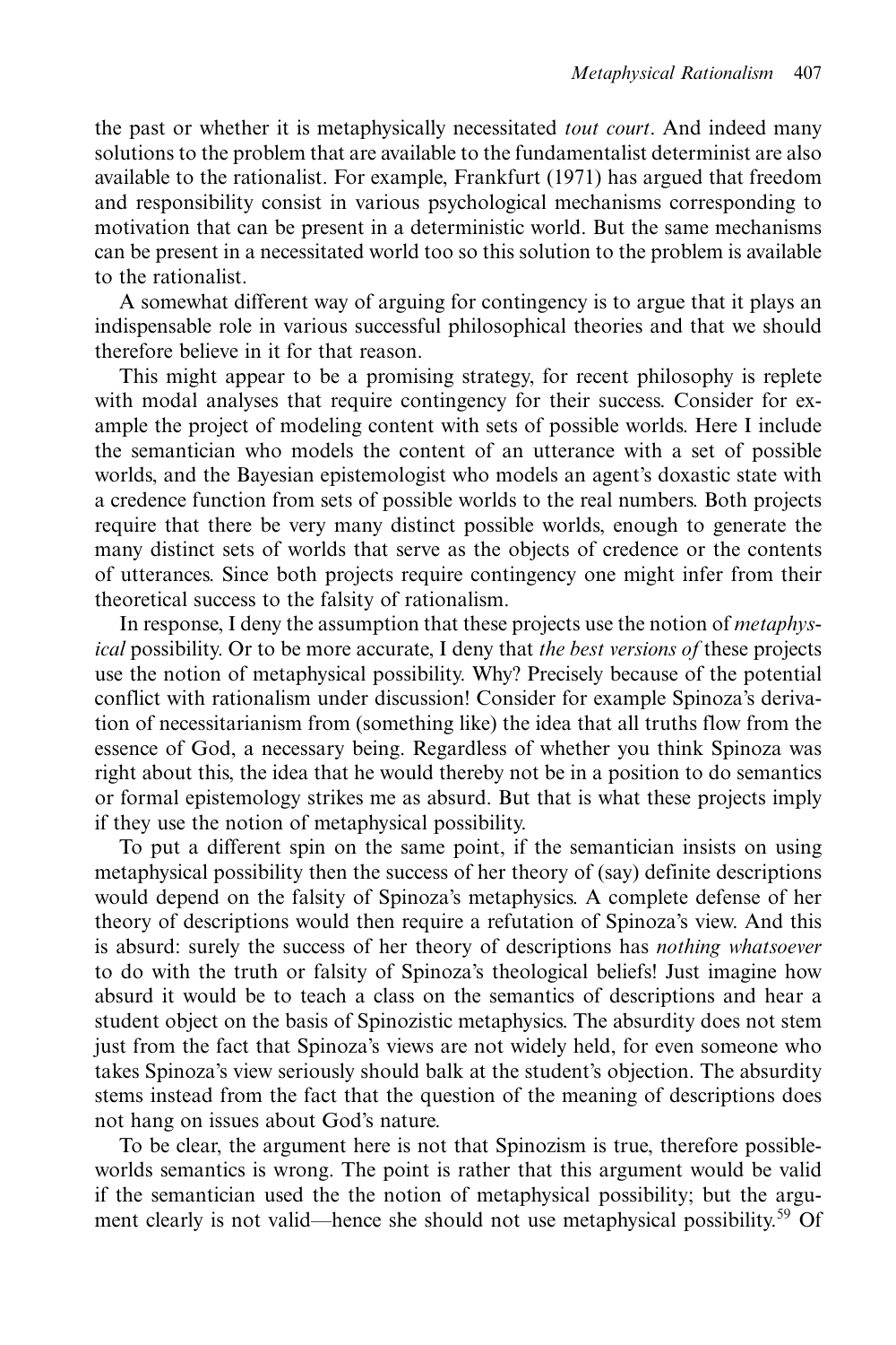the past or whether it is metaphysically necessitated *tout court*. And indeed many solutions to the problem that are available to the fundamentalist determinist are also available to the rationalist. For example, Frankfurt (1971) has argued that freedom and responsibility consist in various psychological mechanisms corresponding to motivation that can be present in a deterministic world. But the same mechanisms can be present in a necessitated world too so this solution to the problem is available to the rationalist.

A somewhat different way of arguing for contingency is to argue that it plays an indispensable role in various successful philosophical theories and that we should therefore believe in it for that reason.

This might appear to be a promising strategy, for recent philosophy is replete with modal analyses that require contingency for their success. Consider for example the project of modeling content with sets of possible worlds. Here I include the semantician who models the content of an utterance with a set of possible worlds, and the Bayesian epistemologist who models an agent's doxastic state with a credence function from sets of possible worlds to the real numbers. Both projects require that there be very many distinct possible worlds, enough to generate the many distinct sets of worlds that serve as the objects of credence or the contents of utterances. Since both projects require contingency one might infer from their theoretical success to the falsity of rationalism.

In response, I deny the assumption that these projects use the notion of *metaphysical* possibility. Or to be more accurate, I deny that *the best versions of* these projects use the notion of metaphysical possibility. Why? Precisely because of the potential conflict with rationalism under discussion! Consider for example Spinoza's derivation of necessitarianism from (something like) the idea that all truths flow from the essence of God, a necessary being. Regardless of whether you think Spinoza was right about this, the idea that he would thereby not be in a position to do semantics or formal epistemology strikes me as absurd. But that is what these projects imply if they use the notion of metaphysical possibility.

To put a different spin on the same point, if the semantician insists on using metaphysical possibility then the success of her theory of (say) definite descriptions would depend on the falsity of Spinoza's metaphysics. A complete defense of her theory of descriptions would then require a refutation of Spinoza's view. And this is absurd: surely the success of her theory of descriptions has *nothing whatsoever* to do with the truth or falsity of Spinoza's theological beliefs! Just imagine how absurd it would be to teach a class on the semantics of descriptions and hear a student object on the basis of Spinozistic metaphysics. The absurdity does not stem just from the fact that Spinoza's views are not widely held, for even someone who takes Spinoza's view seriously should balk at the student's objection. The absurdity stems instead from the fact that the question of the meaning of descriptions does not hang on issues about God's nature.

To be clear, the argument here is not that Spinozism is true, therefore possible-worlds semantics is wrong. The point is rather that this argument would be valid if the semantician used the the notion of metaphysical possibility; but the argument clearly is not valid—hence she should not use metaphysical possibility.[59] Of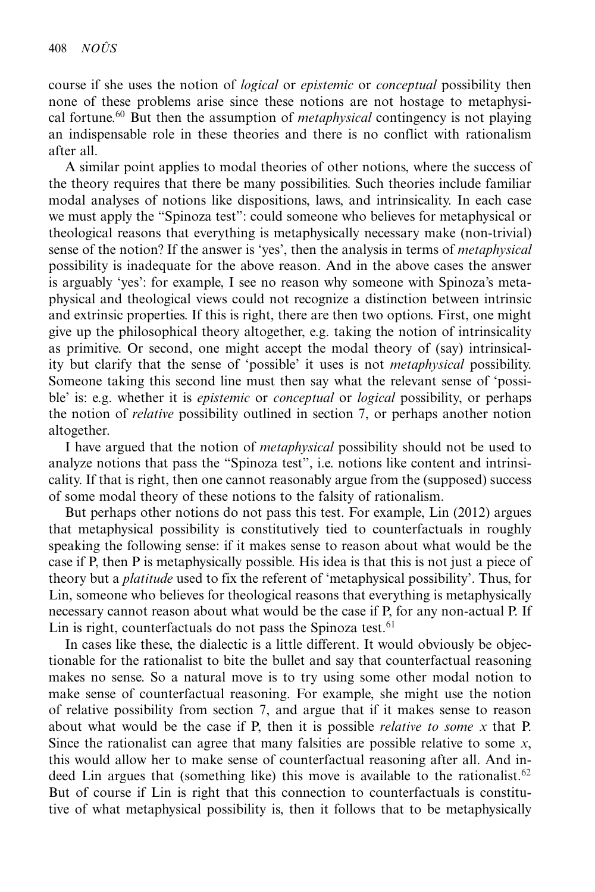course if she uses the notion of *logical* or *epistemic* or *conceptual* possibility then none of these problems arise since these notions are not hostage to metaphysical fortune.[60] But then the assumption of *metaphysical* contingency is not playing an indispensable role in these theories and there is no conflict with rationalism after all.

A similar point applies to modal theories of other notions, where the success of the theory requires that there be many possibilities. Such theories include familiar modal analyses of notions like dispositions, laws, and intrinsicality. In each case we must apply the "Spinoza test": could someone who believes for metaphysical or theological reasons that everything is metaphysically necessary make (non-trivial) sense of the notion? If the answer is 'yes', then the analysis in terms of *metaphysical* possibility is inadequate for the above reason. And in the above cases the answer is arguably 'yes': for example, I see no reason why someone with Spinoza's metaphysical and theological views could not recognize a distinction between intrinsic and extrinsic properties. If this is right, there are then two options. First, one might give up the philosophical theory altogether, e.g. taking the notion of intrinsicality as primitive. Or second, one might accept the modal theory of (say) intrinsicality but clarify that the sense of 'possible' it uses is not *metaphysical* possibility. Someone taking this second line must then say what the relevant sense of 'possible' is: e.g. whether it is *epistemic* or *conceptual* or *logical* possibility, or perhaps the notion of *relative* possibility outlined in section 7, or perhaps another notion altogether.

I have argued that the notion of *metaphysical* possibility should not be used to analyze notions that pass the "Spinoza test", i.e. notions like content and intrinsicality. If that is right, then one cannot reasonably argue from the (supposed) success of some modal theory of these notions to the falsity of rationalism.

But perhaps other notions do not pass this test. For example, Lin (2012) argues that metaphysical possibility is constitutively tied to counterfactuals in roughly speaking the following sense: if it makes sense to reason about what would be the case if P, then P is metaphysically possible. His idea is that this is not just a piece of theory but a *platitude* used to fix the referent of 'metaphysical possibility'. Thus, for Lin, someone who believes for theological reasons that everything is metaphysically necessary cannot reason about what would be the case if P, for any non-actual P. If Lin is right, counterfactuals do not pass the Spinoza test.[61]

In cases like these, the dialectic is a little different. It would obviously be objectionable for the rationalist to bite the bullet and say that counterfactual reasoning makes no sense. So a natural move is to try using some other modal notion to make sense of counterfactual reasoning. For example, she might use the notion of relative possibility from section 7, and argue that if it makes sense to reason about what would be the case if P, then it is possible *relative to some x* that P. Since the rationalist can agree that many falsities are possible relative to some *x*, this would allow her to make sense of counterfactual reasoning after all. And indeed Lin argues that (something like) this move is available to the rationalist.[62] But of course if Lin is right that this connection to counterfactuals is constitutive of what metaphysical possibility is, then it follows that to be metaphysically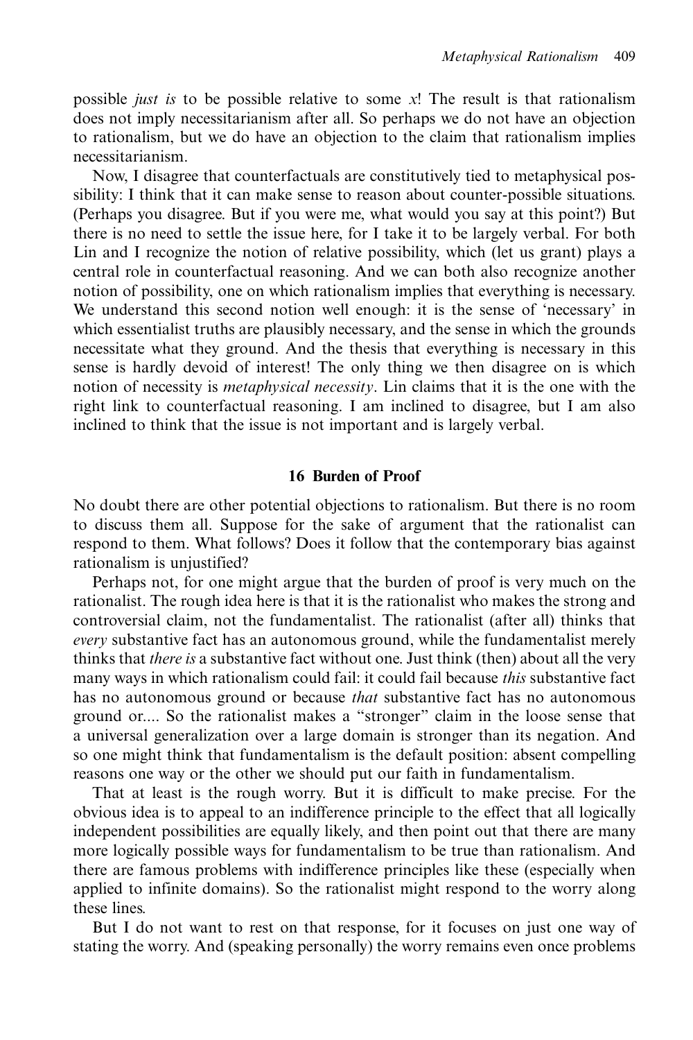possible *just is* to be possible relative to some $x$! The result is that rationalism does not imply necessitarianism after all. So perhaps we do not have an objection to rationalism, but we do have an objection to the claim that rationalism implies necessitarianism.

Now, I disagree that counterfactuals are constitutively tied to metaphysical possibility: I think that it can make sense to reason about counter-possible situations. (Perhaps you disagree. But if you were me, what would you say at this point?) But there is no need to settle the issue here, for I take it to be largely verbal. For both Lin and I recognize the notion of relative possibility, which (let us grant) plays a central role in counterfactual reasoning. And we can both also recognize another notion of possibility, one on which rationalism implies that everything is necessary. We understand this second notion well enough: it is the sense of 'necessary' in which essentialist truths are plausibly necessary, and the sense in which the grounds necessitate what they ground. And the thesis that everything is necessary in this sense is hardly devoid of interest! The only thing we then disagree on is which notion of necessity is *metaphysical necessity*. Lin claims that it is the one with the right link to counterfactual reasoning. I am inclined to disagree, but I am also inclined to think that the issue is not important and is largely verbal.

## 16 Burden of Proof

No doubt there are other potential objections to rationalism. But there is no room to discuss them all. Suppose for the sake of argument that the rationalist can respond to them. What follows? Does it follow that the contemporary bias against rationalism is unjustified?

Perhaps not, for one might argue that the burden of proof is very much on the rationalist. The rough idea here is that it is the rationalist who makes the strong and controversial claim, not the fundamentalist. The rationalist (after all) thinks that *every* substantive fact has an autonomous ground, while the fundamentalist merely thinks that *there is* a substantive fact without one. Just think (then) about all the very many ways in which rationalism could fail: it could fail because *this* substantive fact has no autonomous ground or because *that* substantive fact has no autonomous ground or.... So the rationalist makes a "stronger" claim in the loose sense that a universal generalization over a large domain is stronger than its negation. And so one might think that fundamentalism is the default position: absent compelling reasons one way or the other we should put our faith in fundamentalism.

That at least is the rough worry. But it is difficult to make precise. For the obvious idea is to appeal to an indifference principle to the effect that all logically independent possibilities are equally likely, and then point out that there are many more logically possible ways for fundamentalism to be true than rationalism. And there are famous problems with indifference principles like these (especially when applied to infinite domains). So the rationalist might respond to the worry along these lines.

But I do not want to rest on that response, for it focuses on just one way of stating the worry. And (speaking personally) the worry remains even once problems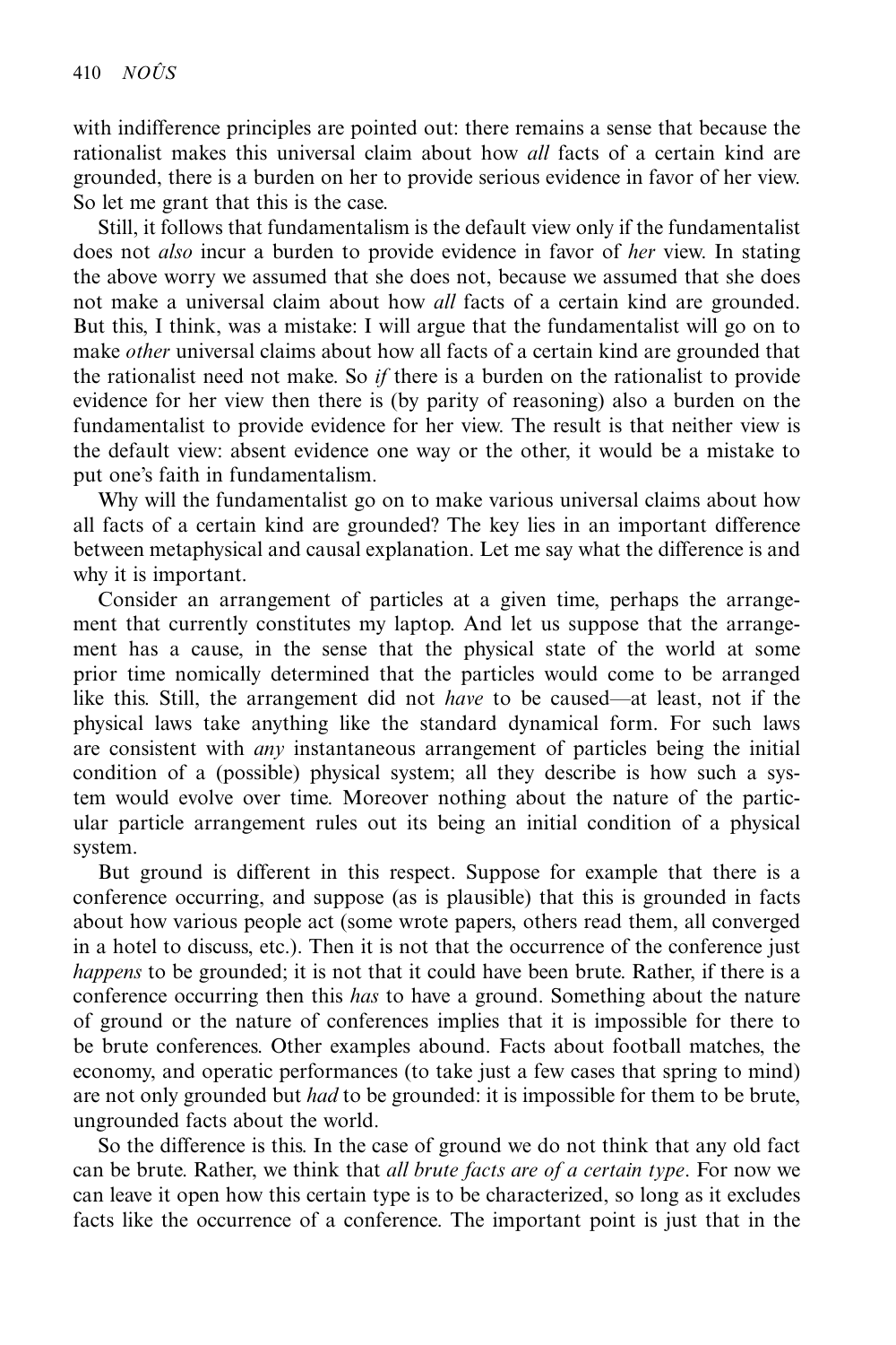with indifference principles are pointed out: there remains a sense that because the rationalist makes this universal claim about how *all* facts of a certain kind are grounded, there is a burden on her to provide serious evidence in favor of her view. So let me grant that this is the case.

Still, it follows that fundamentalism is the default view only if the fundamentalist does not *also* incur a burden to provide evidence in favor of *her* view. In stating the above worry we assumed that she does not, because we assumed that she does not make a universal claim about how *all* facts of a certain kind are grounded. But this, I think, was a mistake: I will argue that the fundamentalist will go on to make *other* universal claims about how all facts of a certain kind are grounded that the rationalist need not make. So *if* there is a burden on the rationalist to provide evidence for her view then there is (by parity of reasoning) also a burden on the fundamentalist to provide evidence for her view. The result is that neither view is the default view: absent evidence one way or the other, it would be a mistake to put one's faith in fundamentalism.

Why will the fundamentalist go on to make various universal claims about how all facts of a certain kind are grounded? The key lies in an important difference between metaphysical and causal explanation. Let me say what the difference is and why it is important.

Consider an arrangement of particles at a given time, perhaps the arrangement that currently constitutes my laptop. And let us suppose that the arrangement has a cause, in the sense that the physical state of the world at some prior time nomically determined that the particles would come to be arranged like this. Still, the arrangement did not *have* to be caused—at least, not if the physical laws take anything like the standard dynamical form. For such laws are consistent with *any* instantaneous arrangement of particles being the initial condition of a (possible) physical system; all they describe is how such a system would evolve over time. Moreover nothing about the nature of the particular particle arrangement rules out its being an initial condition of a physical system.

But ground is different in this respect. Suppose for example that there is a conference occurring, and suppose (as is plausible) that this is grounded in facts about how various people act (some wrote papers, others read them, all converged in a hotel to discuss, etc.). Then it is not that the occurrence of the conference just *happens* to be grounded; it is not that it could have been brute. Rather, if there is a conference occurring then this *has* to have a ground. Something about the nature of ground or the nature of conferences implies that it is impossible for there to be brute conferences. Other examples abound. Facts about football matches, the economy, and operatic performances (to take just a few cases that spring to mind) are not only grounded but *had* to be grounded: it is impossible for them to be brute, ungrounded facts about the world.

So the difference is this. In the case of ground we do not think that any old fact can be brute. Rather, we think that *all brute facts are of a certain type*. For now we can leave it open how this certain type is to be characterized, so long as it excludes facts like the occurrence of a conference. The important point is just that in the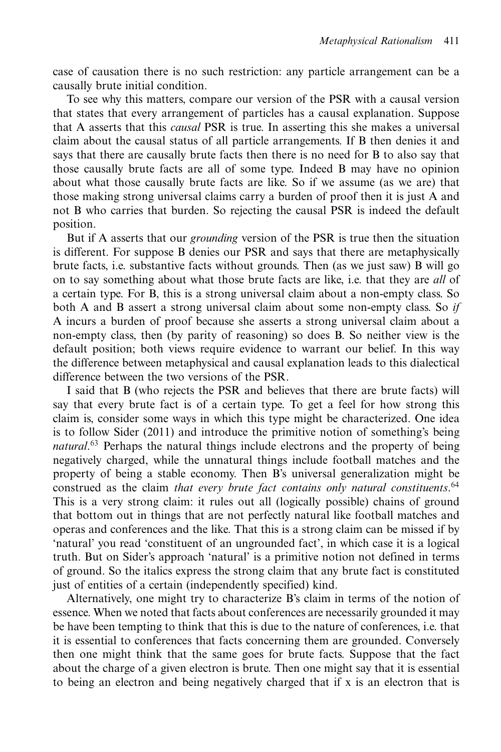case of causation there is no such restriction: any particle arrangement can be a causally brute initial condition.

To see why this matters, compare our version of the PSR with a causal version that states that every arrangement of particles has a causal explanation. Suppose that A asserts that this *causal* PSR is true. In asserting this she makes a universal claim about the causal status of all particle arrangements. If B then denies it and says that there are causally brute facts then there is no need for B to also say that those causally brute facts are all of some type. Indeed B may have no opinion about what those causally brute facts are like. So if we assume (as we are) that those making strong universal claims carry a burden of proof then it is just A and not B who carries that burden. So rejecting the causal PSR is indeed the default position.

But if A asserts that our *grounding* version of the PSR is true then the situation is different. For suppose B denies our PSR and says that there are metaphysically brute facts, i.e. substantive facts without grounds. Then (as we just saw) B will go on to say something about what those brute facts are like, i.e. that they are *all* of a certain type. For B, this is a strong universal claim about a non-empty class. So both A and B assert a strong universal claim about some non-empty class. So *if* A incurs a burden of proof because she asserts a strong universal claim about a non-empty class, then (by parity of reasoning) so does B. So neither view is the default position; both views require evidence to warrant our belief. In this way the difference between metaphysical and causal explanation leads to this dialectical difference between the two versions of the PSR.

I said that B (who rejects the PSR and believes that there are brute facts) will say that every brute fact is of a certain type. To get a feel for how strong this claim is, consider some ways in which this type might be characterized. One idea is to follow Sider (2011) and introduce the primitive notion of something's being *natural*.[63] Perhaps the natural things include electrons and the property of being negatively charged, while the unnatural things include football matches and the property of being a stable economy. Then B's universal generalization might be construed as the claim *that every brute fact contains only natural constituents*.[64] This is a very strong claim: it rules out all (logically possible) chains of ground that bottom out in things that are not perfectly natural like football matches and operas and conferences and the like. That this is a strong claim can be missed if by 'natural' you read 'constituent of an ungrounded fact', in which case it is a logical truth. But on Sider's approach 'natural' is a primitive notion not defined in terms of ground. So the italics express the strong claim that any brute fact is constituted just of entities of a certain (independently specified) kind.

Alternatively, one might try to characterize B's claim in terms of the notion of essence. When we noted that facts about conferences are necessarily grounded it may be have been tempting to think that this is due to the nature of conferences, i.e. that it is essential to conferences that facts concerning them are grounded. Conversely then one might think that the same goes for brute facts. Suppose that the fact about the charge of a given electron is brute. Then one might say that it is essential to being an electron and being negatively charged that if x is an electron that is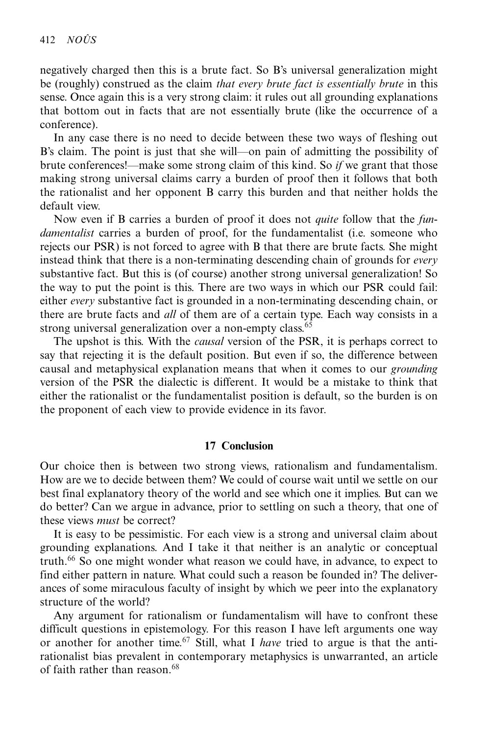negatively charged then this is a brute fact. So B's universal generalization might be (roughly) construed as the claim *that every brute fact is essentially brute* in this sense. Once again this is a very strong claim: it rules out all grounding explanations that bottom out in facts that are not essentially brute (like the occurrence of a conference).

In any case there is no need to decide between these two ways of fleshing out B's claim. The point is just that she will—on pain of admitting the possibility of brute conferences!—make some strong claim of this kind. So *if* we grant that those making strong universal claims carry a burden of proof then it follows that both the rationalist and her opponent B carry this burden and that neither holds the default view.

Now even if B carries a burden of proof it does not *quite* follow that the *fundamentalist* carries a burden of proof, for the fundamentalist (i.e. someone who rejects our PSR) is not forced to agree with B that there are brute facts. She might instead think that there is a non-terminating descending chain of grounds for *every* substantive fact. But this is (of course) another strong universal generalization! So the way to put the point is this. There are two ways in which our PSR could fail: either *every* substantive fact is grounded in a non-terminating descending chain, or there are brute facts and *all* of them are of a certain type. Each way consists in a strong universal generalization over a non-empty class.[65]

The upshot is this. With the *causal* version of the PSR, it is perhaps correct to say that rejecting it is the default position. But even if so, the difference between causal and metaphysical explanation means that when it comes to our *grounding* version of the PSR the dialectic is different. It would be a mistake to think that either the rationalist or the fundamentalist position is default, so the burden is on the proponent of each view to provide evidence in its favor.

## 17 Conclusion

Our choice then is between two strong views, rationalism and fundamentalism. How are we to decide between them? We could of course wait until we settle on our best final explanatory theory of the world and see which one it implies. But can we do better? Can we argue in advance, prior to settling on such a theory, that one of these views *must* be correct?

It is easy to be pessimistic. For each view is a strong and universal claim about grounding explanations. And I take it that neither is an analytic or conceptual truth.[66] So one might wonder what reason we could have, in advance, to expect to find either pattern in nature. What could such a reason be founded in? The deliverances of some miraculous faculty of insight by which we peer into the explanatory structure of the world?

Any argument for rationalism or fundamentalism will have to confront these difficult questions in epistemology. For this reason I have left arguments one way or another for another time.[67] Still, what I *have* tried to argue is that the anti-rationalist bias prevalent in contemporary metaphysics is unwarranted, an article of faith rather than reason.[68]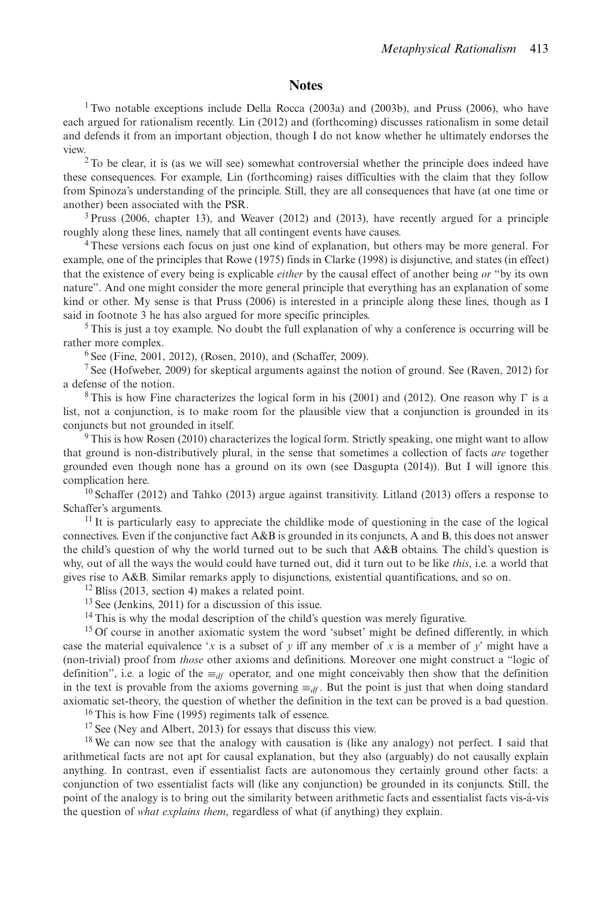## Notes

[1] Two notable exceptions include Della Rocca (2003a) and (2003b), and Pruss (2006), who have each argued for rationalism recently. Lin (2012) and (forthcoming) discusses rationalism in some detail and defends it from an important objection, though I do not know whether he ultimately endorses the view.

[2] To be clear, it is (as we will see) somewhat controversial whether the principle does indeed have these consequences. For example, Lin (forthcoming) raises difficulties with the claim that they follow from Spinoza's understanding of the principle. Still, they are all consequences that have (at one time or another) been associated with the PSR.

[3] Pruss (2006, chapter 13), and Weaver (2012) and (2013), have recently argued for a principle roughly along these lines, namely that all contingent events have causes.

[4] These versions each focus on just one kind of explanation, but others may be more general. For example, one of the principles that Rowe (1975) finds in Clarke (1998) is disjunctive, and states (in effect) that the existence of every being is explicable *either* by the causal effect of another being *or* "by its own nature". And one might consider the more general principle that everything has an explanation of some kind or other. My sense is that Pruss (2006) is interested in a principle along these lines, though as I said in footnote 3 he has also argued for more specific principles.

[5] This is just a toy example. No doubt the full explanation of why a conference is occurring will be rather more complex.

[6] See (Fine, 2001, 2012), (Rosen, 2010), and (Schaffer, 2009).

[7] See (Hofweber, 2009) for skeptical arguments against the notion of ground. See (Raven, 2012) for a defense of the notion.

[8] This is how Fine characterizes the logical form in his (2001) and (2012). One reason why $\Gamma$ is a list, not a conjunction, is to make room for the plausible view that a conjunction is grounded in its conjuncts but not grounded in itself.

[9] This is how Rosen (2010) characterizes the logical form. Strictly speaking, one might want to allow that ground is non-distributively plural, in the sense that sometimes a collection of facts *are* together grounded even though none has a ground on its own (see Dasgupta (2014)). But I will ignore this complication here.

[10] Schaffer (2012) and Tahko (2013) argue against transitivity. Litland (2013) offers a response to Schaffer's arguments.

[11] It is particularly easy to appreciate the childlike mode of questioning in the case of the logical connectives. Even if the conjunctive fact A&B is grounded in its conjuncts, A and B, this does not answer the child's question of why the world turned out to be such that A&B obtains. The child's question is why, out of all the ways the would could have turned out, did it turn out to be like *this*, i.e. a world that gives rise to A&B. Similar remarks apply to disjunctions, existential quantifications, and so on.

[12] Bliss (2013, section 4) makes a related point.

[13] See (Jenkins, 2011) for a discussion of this issue.

[14] This is why the modal description of the child's question was merely figurative.

[15] Of course in another axiomatic system the word 'subset' might be defined differently, in which case the material equivalence '$x$ is a subset of $y$ iff any member of $x$ is a member of $y$' might have a (non-trivial) proof from *those* other axioms and definitions. Moreover one might construct a "logic of definition", i.e. a logic of the $\equiv_{df}$ operator, and one might conceivably then show that the definition in the text is provable from the axioms governing $\equiv_{df}$. But the point is just that when doing standard axiomatic set-theory, the question of whether the definition in the text can be proved is a bad question.

[16] This is how Fine (1995) regiments talk of essence.

[17] See (Ney and Albert, 2013) for essays that discuss this view.

[18] We can now see that the analogy with causation is (like any analogy) not perfect. I said that arithmetical facts are not apt for causal explanation, but they also (arguably) do not causally explain anything. In contrast, even if essentialist facts are autonomous they certainly ground other facts: a conjunction of two essentialist facts will (like any conjunction) be grounded in its conjuncts. Still, the point of the analogy is to bring out the similarity between arithmetic facts and essentialist facts vis-à-vis the question of *what explains them*, regardless of what (if anything) they explain.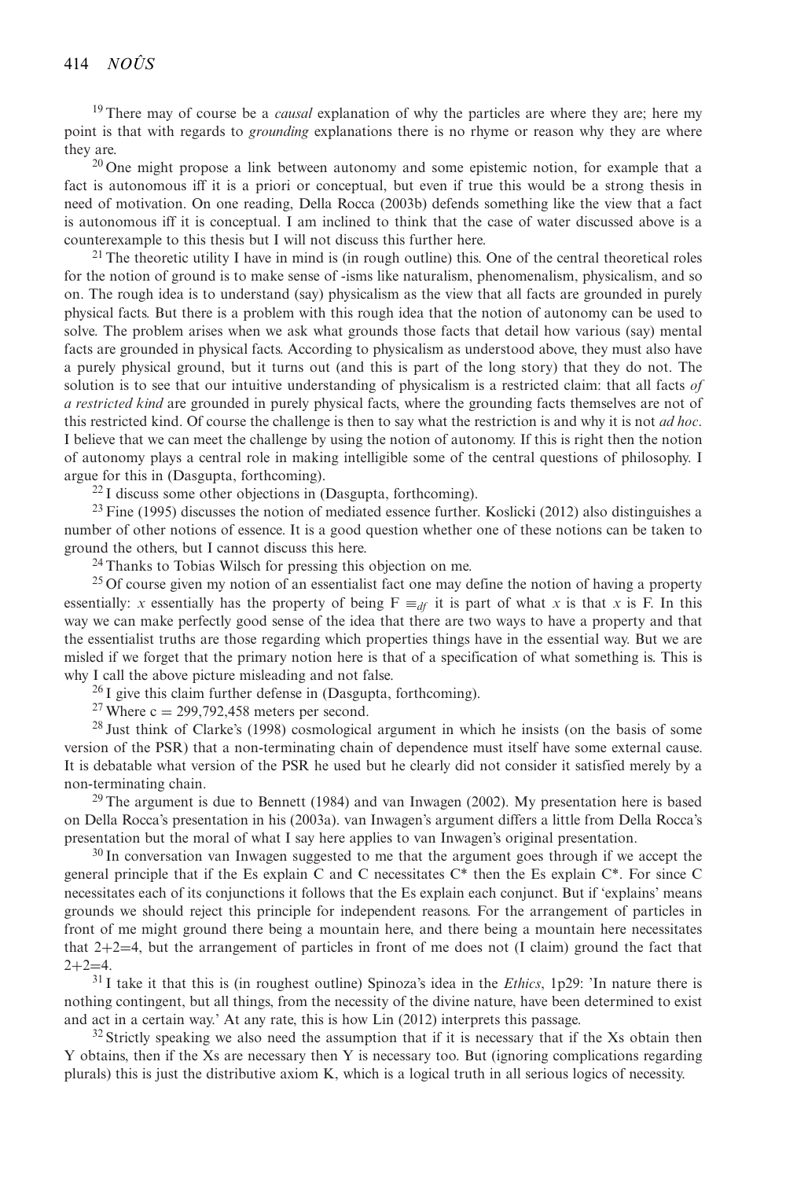[19] There may of course be a *causal* explanation of why the particles are where they are; here my point is that with regards to *grounding* explanations there is no rhyme or reason why they are where they are.

[20] One might propose a link between autonomy and some epistemic notion, for example that a fact is autonomous iff it is a priori or conceptual, but even if true this would be a strong thesis in need of motivation. On one reading, Della Rocca (2003b) defends something like the view that a fact is autonomous iff it is conceptual. I am inclined to think that the case of water discussed above is a counterexample to this thesis but I will not discuss this further here.

[21] The theoretic utility I have in mind is (in rough outline) this. One of the central theoretical roles for the notion of ground is to make sense of -isms like naturalism, phenomenalism, physicalism, and so on. The rough idea is to understand (say) physicalism as the view that all facts are grounded in purely physical facts. But there is a problem with this rough idea that the notion of autonomy can be used to solve. The problem arises when we ask what grounds those facts that detail how various (say) mental facts are grounded in physical facts. According to physicalism as understood above, they must also have a purely physical ground, but it turns out (and this is part of the long story) that they do not. The solution is to see that our intuitive understanding of physicalism is a restricted claim: that all facts *of a restricted kind* are grounded in purely physical facts, where the grounding facts themselves are not of this restricted kind. Of course the challenge is then to say what the restriction is and why it is not *ad hoc*. I believe that we can meet the challenge by using the notion of autonomy. If this is right then the notion of autonomy plays a central role in making intelligible some of the central questions of philosophy. I argue for this in (Dasgupta, forthcoming).

[22] I discuss some other objections in (Dasgupta, forthcoming).

[23] Fine (1995) discusses the notion of mediated essence further. Koslicki (2012) also distinguishes a number of other notions of essence. It is a good question whether one of these notions can be taken to ground the others, but I cannot discuss this here.

[24] Thanks to Tobias Wilsch for pressing this objection on me.

[25] Of course given my notion of an essentialist fact one may define the notion of having a property essentially: $x$ essentially has the property of being F $\equiv_{df}$ it is part of what $x$ is that $x$ is F. In this way we can make perfectly good sense of the idea that there are two ways to have a property and that the essentialist truths are those regarding which properties things have in the essential way. But we are misled if we forget that the primary notion here is that of a specification of what something is. This is why I call the above picture misleading and not false.

[26] I give this claim further defense in (Dasgupta, forthcoming).

[27] Where $c = 299{,}792{,}458$ meters per second.

[28] Just think of Clarke's (1998) cosmological argument in which he insists (on the basis of some version of the PSR) that a non-terminating chain of dependence must itself have some external cause. It is debatable what version of the PSR he used but he clearly did not consider it satisfied merely by a non-terminating chain.

[29] The argument is due to Bennett (1984) and van Inwagen (2002). My presentation here is based on Della Rocca's presentation in his (2003a). van Inwagen's argument differs a little from Della Rocca's presentation but the moral of what I say here applies to van Inwagen's original presentation.

[30] In conversation van Inwagen suggested to me that the argument goes through if we accept the general principle that if the Es explain C and C necessitates C* then the Es explain C*. For since C necessitates each of its conjunctions it follows that the Es explain each conjunct. But if 'explains' means grounds we should reject this principle for independent reasons. For the arrangement of particles in front of me might ground there being a mountain here, and there being a mountain here necessitates that $2+2=4$, but the arrangement of particles in front of me does not (I claim) ground the fact that $2+2=4$.

[31] I take it that this is (in roughest outline) Spinoza's idea in the *Ethics*, 1p29: 'In nature there is nothing contingent, but all things, from the necessity of the divine nature, have been determined to exist and act in a certain way.' At any rate, this is how Lin (2012) interprets this passage.

[32] Strictly speaking we also need the assumption that if it is necessary that if the Xs obtain then Y obtains, then if the Xs are necessary then Y is necessary too. But (ignoring complications regarding plurals) this is just the distributive axiom K, which is a logical truth in all serious logics of necessity.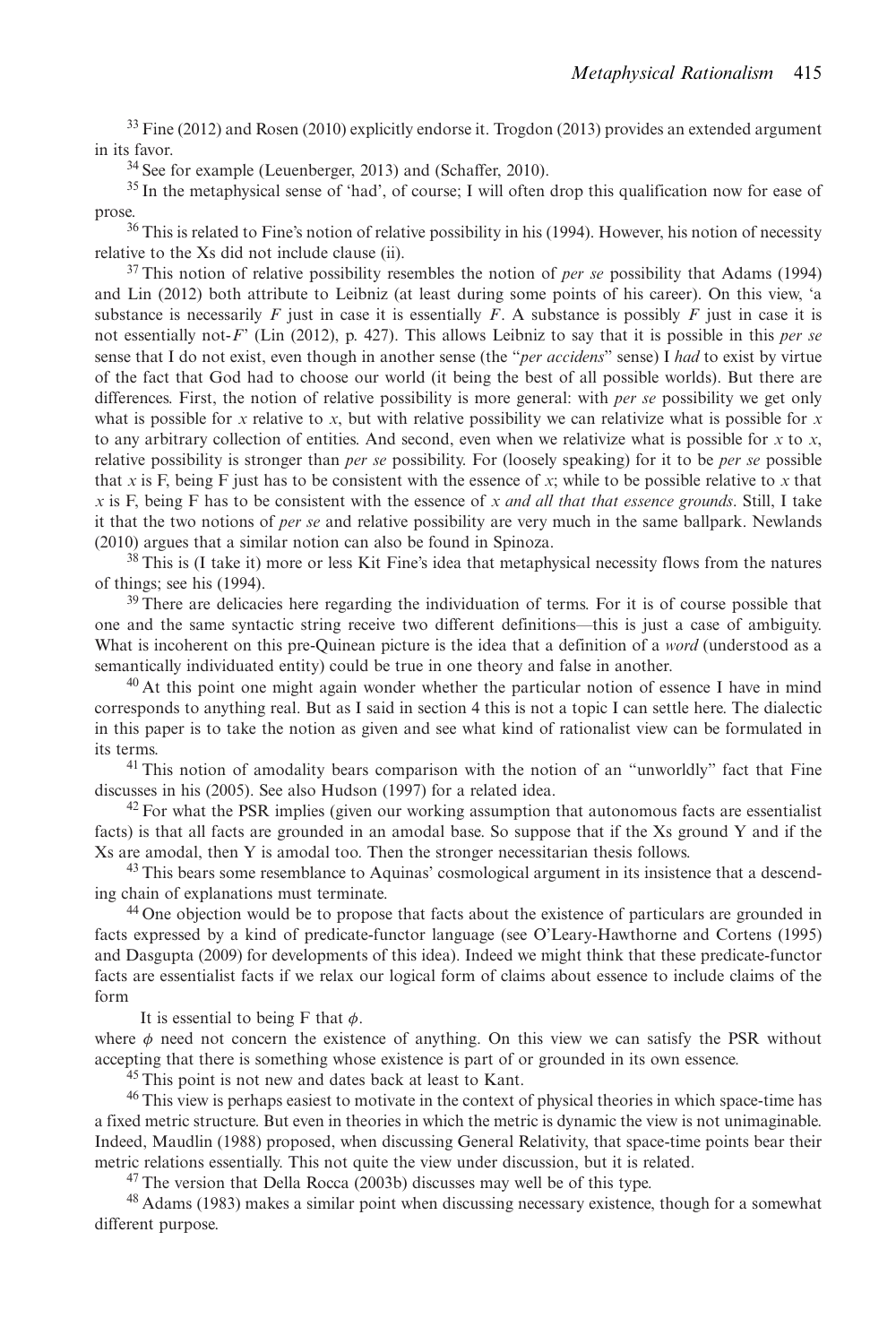[33] Fine (2012) and Rosen (2010) explicitly endorse it. Trogdon (2013) provides an extended argument in its favor.

[34] See for example (Leuenberger, 2013) and (Schaffer, 2010).

[35] In the metaphysical sense of 'had', of course; I will often drop this qualification now for ease of prose.

[36] This is related to Fine's notion of relative possibility in his (1994). However, his notion of necessity relative to the Xs did not include clause (ii).

[37] This notion of relative possibility resembles the notion of *per se* possibility that Adams (1994) and Lin (2012) both attribute to Leibniz (at least during some points of his career). On this view, 'a substance is necessarily $F$ just in case it is essentially $F$. A substance is possibly $F$ just in case it is not essentially not-$F$' (Lin (2012), p. 427). This allows Leibniz to say that it is possible in this *per se* sense that I do not exist, even though in another sense (the "*per accidens*" sense) I *had* to exist by virtue of the fact that God had to choose our world (it being the best of all possible worlds). But there are differences. First, the notion of relative possibility is more general: with *per se* possibility we get only what is possible for $x$ relative to $x$, but with relative possibility we can relativize what is possible for $x$ to any arbitrary collection of entities. And second, even when we relativize what is possible for $x$ to $x$, relative possibility is stronger than *per se* possibility. For (loosely speaking) for it to be *per se* possible that $x$ is F, being F just has to be consistent with the essence of $x$; while to be possible relative to $x$ that $x$ is F, being F has to be consistent with the essence of *x and all that that essence grounds*. Still, I take it that the two notions of *per se* and relative possibility are very much in the same ballpark. Newlands (2010) argues that a similar notion can also be found in Spinoza.

[38] This is (I take it) more or less Kit Fine's idea that metaphysical necessity flows from the natures of things; see his (1994).

[39] There are delicacies here regarding the individuation of terms. For it is of course possible that one and the same syntactic string receive two different definitions—this is just a case of ambiguity. What is incoherent on this pre-Quinean picture is the idea that a definition of a *word* (understood as a semantically individuated entity) could be true in one theory and false in another.

[40] At this point one might again wonder whether the particular notion of essence I have in mind corresponds to anything real. But as I said in section 4 this is not a topic I can settle here. The dialectic in this paper is to take the notion as given and see what kind of rationalist view can be formulated in its terms.

[41] This notion of amodality bears comparison with the notion of an "unworldly" fact that Fine discusses in his (2005). See also Hudson (1997) for a related idea.

[42] For what the PSR implies (given our working assumption that autonomous facts are essentialist facts) is that all facts are grounded in an amodal base. So suppose that if the Xs ground Y and if the Xs are amodal, then Y is amodal too. Then the stronger necessitarian thesis follows.

[43] This bears some resemblance to Aquinas' cosmological argument in its insistence that a descending chain of explanations must terminate.

[44] One objection would be to propose that facts about the existence of particulars are grounded in facts expressed by a kind of predicate-functor language (see O'Leary-Hawthorne and Cortens (1995) and Dasgupta (2009) for developments of this idea). Indeed we might think that these predicate-functor facts are essentialist facts if we relax our logical form of claims about essence to include claims of the form

It is essential to being F that $\phi$.

where $\phi$ need not concern the existence of anything. On this view we can satisfy the PSR without accepting that there is something whose existence is part of or grounded in its own essence.

[45] This point is not new and dates back at least to Kant.

[46] This view is perhaps easiest to motivate in the context of physical theories in which space-time has a fixed metric structure. But even in theories in which the metric is dynamic the view is not unimaginable. Indeed, Maudlin (1988) proposed, when discussing General Relativity, that space-time points bear their metric relations essentially. This not quite the view under discussion, but it is related.

[47] The version that Della Rocca (2003b) discusses may well be of this type.

[48] Adams (1983) makes a similar point when discussing necessary existence, though for a somewhat different purpose.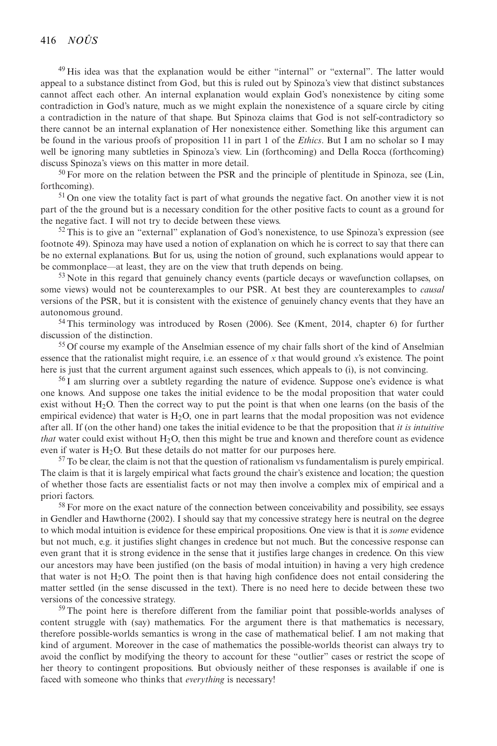[49] His idea was that the explanation would be either "internal" or "external". The latter would appeal to a substance distinct from God, but this is ruled out by Spinoza's view that distinct substances cannot affect each other. An internal explanation would explain God's nonexistence by citing some contradiction in God's nature, much as we might explain the nonexistence of a square circle by citing a contradiction in the nature of that shape. But Spinoza claims that God is not self-contradictory so there cannot be an internal explanation of Her nonexistence either. Something like this argument can be found in the various proofs of proposition 11 in part 1 of the *Ethics*. But I am no scholar so I may well be ignoring many subtleties in Spinoza's view. Lin (forthcoming) and Della Rocca (forthcoming) discuss Spinoza's views on this matter in more detail.

[50] For more on the relation between the PSR and the principle of plentitude in Spinoza, see (Lin, forthcoming).

[51] On one view the totality fact is part of what grounds the negative fact. On another view it is not part of the the ground but is a necessary condition for the other positive facts to count as a ground for the negative fact. I will not try to decide between these views.

[52] This is to give an "external" explanation of God's nonexistence, to use Spinoza's expression (see footnote 49). Spinoza may have used a notion of explanation on which he is correct to say that there can be no external explanations. But for us, using the notion of ground, such explanations would appear to be commonplace—at least, they are on the view that truth depends on being.

[53] Note in this regard that genuinely chancy events (particle decays or wavefunction collapses, on some views) would not be counterexamples to our PSR. At best they are counterexamples to *causal* versions of the PSR, but it is consistent with the existence of genuinely chancy events that they have an autonomous ground.

[54] This terminology was introduced by Rosen (2006). See (Kment, 2014, chapter 6) for further discussion of the distinction.

[55] Of course my example of the Anselmian essence of my chair falls short of the kind of Anselmian essence that the rationalist might require, i.e. an essence of *x* that would ground *x*'s existence. The point here is just that the current argument against such essences, which appeals to (i), is not convincing.

[56] I am slurring over a subtlety regarding the nature of evidence. Suppose one's evidence is what one knows. And suppose one takes the initial evidence to be the modal proposition that water could exist without $H_2O$. Then the correct way to put the point is that when one learns (on the basis of the empirical evidence) that water is $H_2O$, one in part learns that the modal proposition was not evidence after all. If (on the other hand) one takes the initial evidence to be that the proposition that *it is intuitive that* water could exist without $H_2O$, then this might be true and known and therefore count as evidence even if water is $H_2O$. But these details do not matter for our purposes here.

[57] To be clear, the claim is not that the question of rationalism vs fundamentalism is purely empirical. The claim is that it is largely empirical what facts ground the chair's existence and location; the question of whether those facts are essentialist facts or not may then involve a complex mix of empirical and a priori factors.

[58] For more on the exact nature of the connection between conceivability and possibility, see essays in Gendler and Hawthorne (2002). I should say that my concessive strategy here is neutral on the degree to which modal intuition is evidence for these empirical propositions. One view is that it is *some* evidence but not much, e.g. it justifies slight changes in credence but not much. But the concessive response can even grant that it is strong evidence in the sense that it justifies large changes in credence. On this view our ancestors may have been justified (on the basis of modal intuition) in having a very high credence that water is not $H_2O$. The point then is that having high confidence does not entail considering the matter settled (in the sense discussed in the text). There is no need here to decide between these two versions of the concessive strategy.

[59] The point here is therefore different from the familiar point that possible-worlds analyses of content struggle with (say) mathematics. For the argument there is that mathematics is necessary, therefore possible-worlds semantics is wrong in the case of mathematical belief. I am not making that kind of argument. Moreover in the case of mathematics the possible-worlds theorist can always try to avoid the conflict by modifying the theory to account for these "outlier" cases or restrict the scope of her theory to contingent propositions. But obviously neither of these responses is available if one is faced with someone who thinks that *everything* is necessary!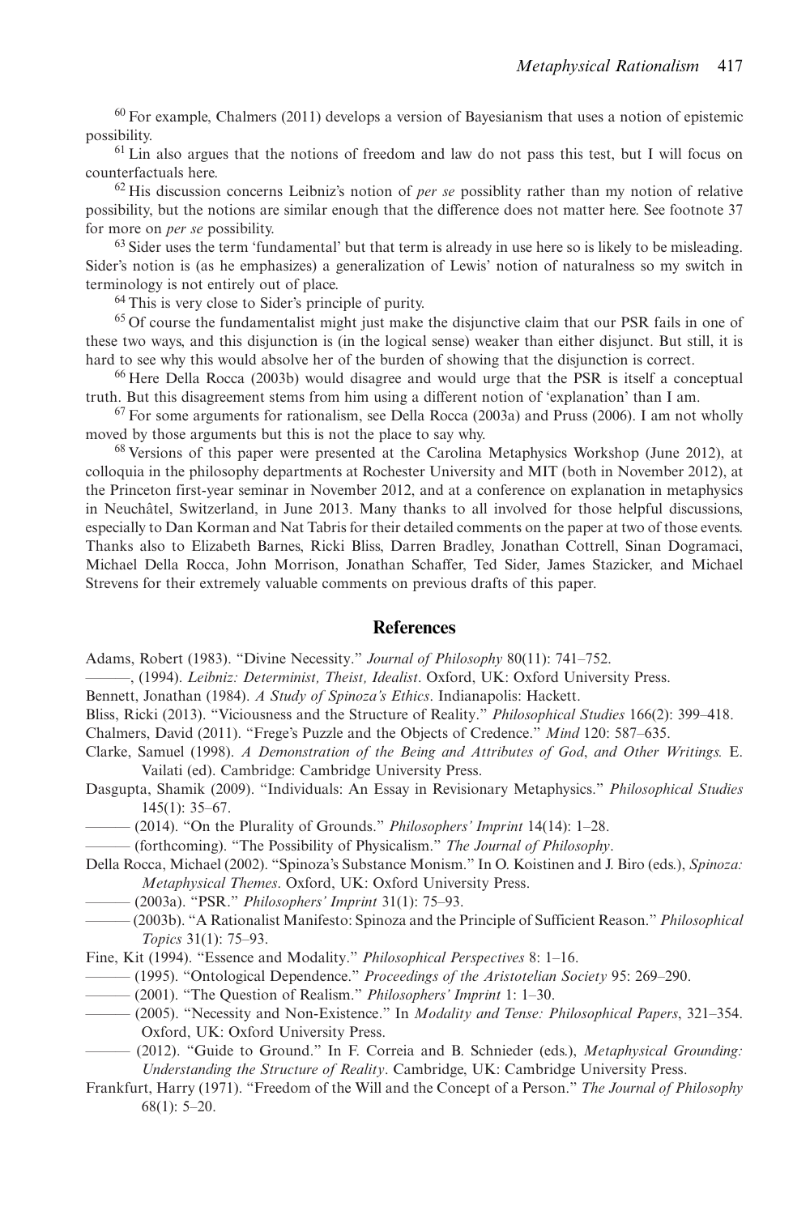[60] For example, Chalmers (2011) develops a version of Bayesianism that uses a notion of epistemic possibility.

[61] Lin also argues that the notions of freedom and law do not pass this test, but I will focus on counterfactuals here.

[62] His discussion concerns Leibniz's notion of *per se* possiblity rather than my notion of relative possibility, but the notions are similar enough that the difference does not matter here. See footnote 37 for more on *per se* possibility.

[63] Sider uses the term 'fundamental' but that term is already in use here so is likely to be misleading. Sider's notion is (as he emphasizes) a generalization of Lewis' notion of naturalness so my switch in terminology is not entirely out of place.

[64] This is very close to Sider's principle of purity.

[65] Of course the fundamentalist might just make the disjunctive claim that our PSR fails in one of these two ways, and this disjunction is (in the logical sense) weaker than either disjunct. But still, it is hard to see why this would absolve her of the burden of showing that the disjunction is correct.

[66] Here Della Rocca (2003b) would disagree and would urge that the PSR is itself a conceptual truth. But this disagreement stems from him using a different notion of 'explanation' than I am.

[67] For some arguments for rationalism, see Della Rocca (2003a) and Pruss (2006). I am not wholly moved by those arguments but this is not the place to say why.

[68] Versions of this paper were presented at the Carolina Metaphysics Workshop (June 2012), at colloquia in the philosophy departments at Rochester University and MIT (both in November 2012), at the Princeton first-year seminar in November 2012, and at a conference on explanation in metaphysics in Neuchâtel, Switzerland, in June 2013. Many thanks to all involved for those helpful discussions, especially to Dan Korman and Nat Tabris for their detailed comments on the paper at two of those events. Thanks also to Elizabeth Barnes, Ricki Bliss, Darren Bradley, Jonathan Cottrell, Sinan Dogramaci, Michael Della Rocca, John Morrison, Jonathan Schaffer, Ted Sider, James Stazicker, and Michael Strevens for their extremely valuable comments on previous drafts of this paper.

## References

Adams, Robert (1983). "Divine Necessity." *Journal of Philosophy* 80(11): 741–752.

———, (1994). *Leibniz: Determinist, Theist, Idealist*. Oxford, UK: Oxford University Press.

Bennett, Jonathan (1984). *A Study of Spinoza's Ethics*. Indianapolis: Hackett.

Bliss, Ricki (2013). "Viciousness and the Structure of Reality." *Philosophical Studies* 166(2): 399–418.

Chalmers, David (2011). "Frege's Puzzle and the Objects of Credence." *Mind* 120: 587–635.

Clarke, Samuel (1998). *A Demonstration of the Being and Attributes of God, and Other Writings.* E. Vailati (ed). Cambridge: Cambridge University Press.

Dasgupta, Shamik (2009). "Individuals: An Essay in Revisionary Metaphysics." *Philosophical Studies* 145(1): 35–67.

——— (2014). "On the Plurality of Grounds." *Philosophers' Imprint* 14(14): 1–28.

——— (forthcoming). "The Possibility of Physicalism." *The Journal of Philosophy*.

Della Rocca, Michael (2002). "Spinoza's Substance Monism." In O. Koistinen and J. Biro (eds.), *Spinoza: Metaphysical Themes*. Oxford, UK: Oxford University Press.

——— (2003a). "PSR." *Philosophers' Imprint* 31(1): 75–93.

——— (2003b). "A Rationalist Manifesto: Spinoza and the Principle of Sufficient Reason." *Philosophical Topics* 31(1): 75–93.

Fine, Kit (1994). "Essence and Modality." *Philosophical Perspectives* 8: 1–16.

——— (1995). "Ontological Dependence." *Proceedings of the Aristotelian Society* 95: 269–290.

——— (2001). "The Question of Realism." *Philosophers' Imprint* 1: 1–30.

——— (2005). "Necessity and Non-Existence." In *Modality and Tense: Philosophical Papers*, 321–354. Oxford, UK: Oxford University Press.

——— (2012). "Guide to Ground." In F. Correia and B. Schnieder (eds.), *Metaphysical Grounding: Understanding the Structure of Reality*. Cambridge, UK: Cambridge University Press.

Frankfurt, Harry (1971). "Freedom of the Will and the Concept of a Person." *The Journal of Philosophy* 68(1): 5–20.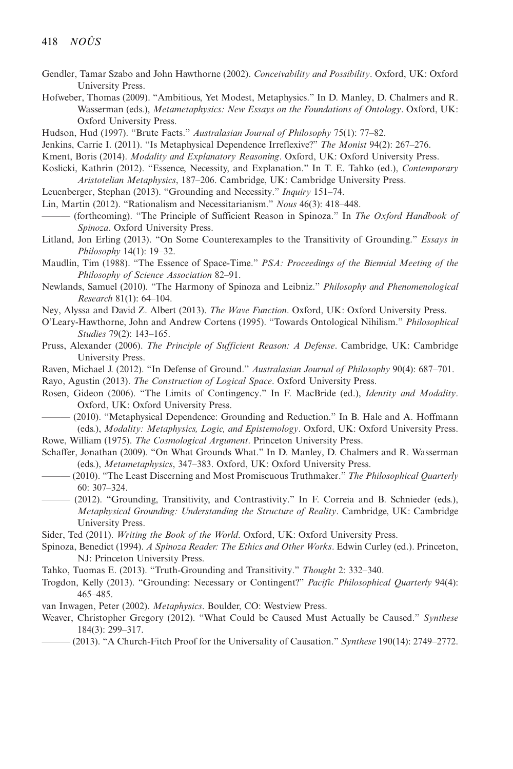Gendler, Tamar Szabo and John Hawthorne (2002). *Conceivability and Possibility*. Oxford, UK: Oxford University Press.

Hofweber, Thomas (2009). "Ambitious, Yet Modest, Metaphysics." In D. Manley, D. Chalmers and R. Wasserman (eds.), *Metametaphysics: New Essays on the Foundations of Ontology*. Oxford, UK: Oxford University Press.

Hudson, Hud (1997). "Brute Facts." *Australasian Journal of Philosophy* 75(1): 77–82.

Jenkins, Carrie I. (2011). "Is Metaphysical Dependence Irreflexive?" *The Monist* 94(2): 267–276.

Kment, Boris (2014). *Modality and Explanatory Reasoning*. Oxford, UK: Oxford University Press.

Koslicki, Kathrin (2012). "Essence, Necessity, and Explanation." In T. E. Tahko (ed.), *Contemporary Aristotelian Metaphysics*, 187–206. Cambridge, UK: Cambridge University Press.

Leuenberger, Stephan (2013). "Grounding and Necessity." *Inquiry* 151–74.

Lin, Martin (2012). "Rationalism and Necessitarianism." *Nous* 46(3): 418–448.

——— (forthcoming). "The Principle of Sufficient Reason in Spinoza." In *The Oxford Handbook of Spinoza*. Oxford University Press.

Litland, Jon Erling (2013). "On Some Counterexamples to the Transitivity of Grounding." *Essays in Philosophy* 14(1): 19–32.

Maudlin, Tim (1988). "The Essence of Space-Time." *PSA: Proceedings of the Biennial Meeting of the Philosophy of Science Association* 82–91.

Newlands, Samuel (2010). "The Harmony of Spinoza and Leibniz." *Philosophy and Phenomenological Research* 81(1): 64–104.

Ney, Alyssa and David Z. Albert (2013). *The Wave Function*. Oxford, UK: Oxford University Press.

O'Leary-Hawthorne, John and Andrew Cortens (1995). "Towards Ontological Nihilism." *Philosophical Studies* 79(2): 143–165.

Pruss, Alexander (2006). *The Principle of Sufficient Reason: A Defense*. Cambridge, UK: Cambridge University Press.

Raven, Michael J. (2012). "In Defense of Ground." *Australasian Journal of Philosophy* 90(4): 687–701.

Rayo, Agustin (2013). *The Construction of Logical Space*. Oxford University Press.

Rosen, Gideon (2006). "The Limits of Contingency." In F. MacBride (ed.), *Identity and Modality*. Oxford, UK: Oxford University Press.

——— (2010). "Metaphysical Dependence: Grounding and Reduction." In B. Hale and A. Hoffmann (eds.), *Modality: Metaphysics, Logic, and Epistemology*. Oxford, UK: Oxford University Press.

Rowe, William (1975). *The Cosmological Argument*. Princeton University Press.

Schaffer, Jonathan (2009). "On What Grounds What." In D. Manley, D. Chalmers and R. Wasserman (eds.), *Metametaphysics*, 347–383. Oxford, UK: Oxford University Press.

——— (2010). "The Least Discerning and Most Promiscuous Truthmaker." *The Philosophical Quarterly* 60: 307–324.

——— (2012). "Grounding, Transitivity, and Contrastivity." In F. Correia and B. Schnieder (eds.), *Metaphysical Grounding: Understanding the Structure of Reality*. Cambridge, UK: Cambridge University Press.

Sider, Ted (2011). *Writing the Book of the World*. Oxford, UK: Oxford University Press.

Spinoza, Benedict (1994). *A Spinoza Reader: The Ethics and Other Works*. Edwin Curley (ed.). Princeton, NJ: Princeton University Press.

Tahko, Tuomas E. (2013). "Truth-Grounding and Transitivity." *Thought* 2: 332–340.

Trogdon, Kelly (2013). "Grounding: Necessary or Contingent?" *Pacific Philosophical Quarterly* 94(4): 465–485.

van Inwagen, Peter (2002). *Metaphysics*. Boulder, CO: Westview Press.

Weaver, Christopher Gregory (2012). "What Could be Caused Must Actually be Caused." *Synthese* 184(3): 299–317.

——— (2013). "A Church-Fitch Proof for the Universality of Causation." *Synthese* 190(14): 2749–2772.